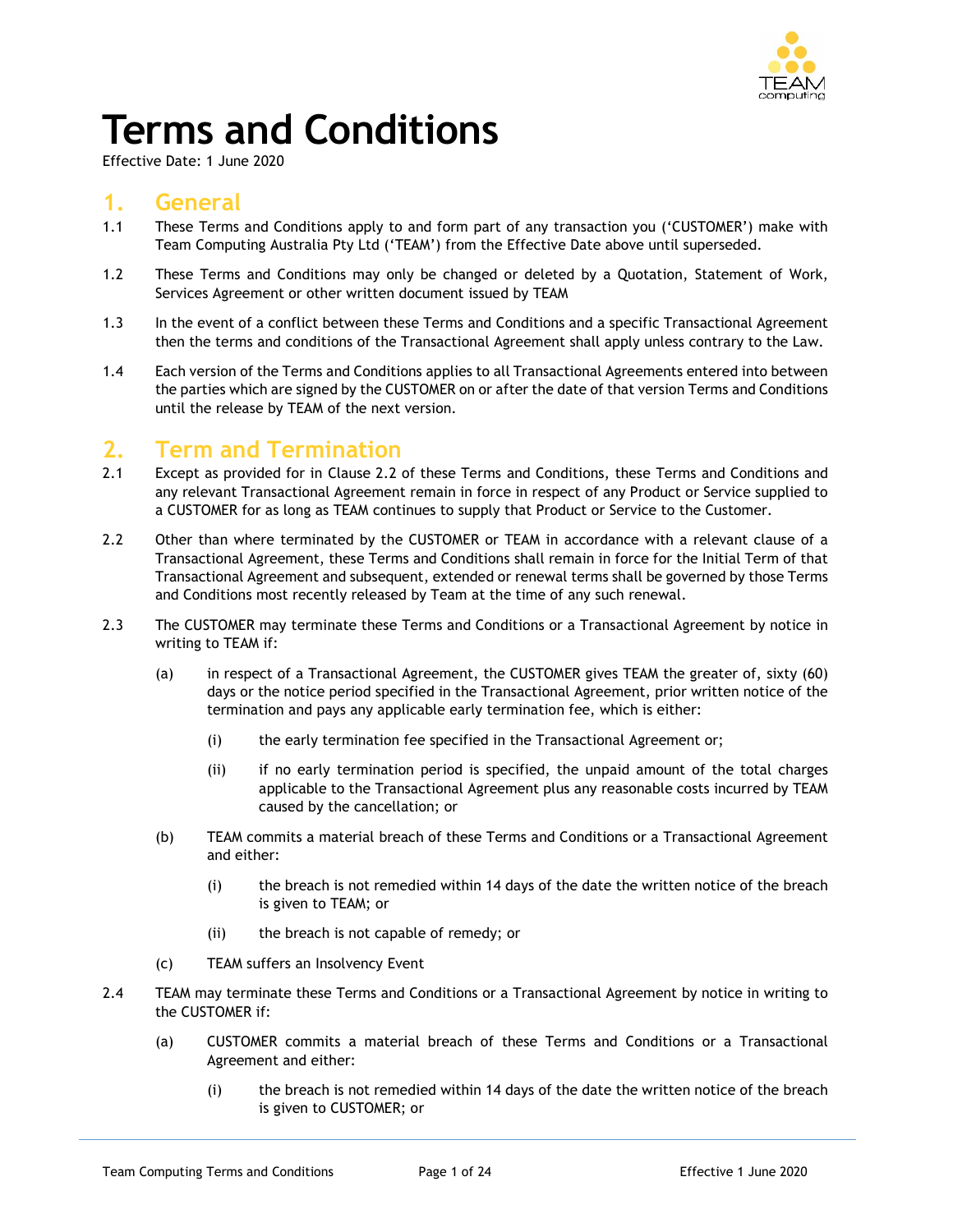# Terms and Conditions

Effective Date: 1 June 2020

## 1. General

1.1 These Terms and Conditions apply to and form part of any transaction you ('CUSTOMER') make with Team Computing Australia Pty Ltd ('TEAM') from the Effective Date above until superseded.

1.2 These Terms and Conditions may only be changed or deleted by a Quotation, Statement of Work, Services Agreement or other written document issued by TEAM

1.3 In the event of a conflict between these Terms and Conditions and a specific Transactional Agreement then the terms and conditions of the Transactional Agreement shall apply unless contrary to the Law.

1.4 Each version of the Terms and Conditions applies to all Transactional Agreements entered into between the parties which are signed by the CUSTOMER on or after the date of that version Terms and Conditions until the release by TEAM of the next version.

## 2. Term and Termination

2.1 Except as provided for in Clause 2.2 of these Terms and Conditions, these Terms and Conditions and any relevant Transactional Agreement remain in force in respect of any Product or Service supplied to a CUSTOMER for as long as TEAM continues to supply that Product or Service to the Customer.

2.2 Other than where terminated by the CUSTOMER or TEAM in accordance with a relevant clause of a Transactional Agreement, these Terms and Conditions shall remain in force for the Initial Term of that Transactional Agreement and subsequent, extended or renewal terms shall be governed by those Terms and Conditions most recently released by Team at the time of any such renewal.

2.3 The CUSTOMER may terminate these Terms and Conditions or a Transactional Agreement by notice in writing to TEAM if:

(a) in respect of a Transactional Agreement, the CUSTOMER gives TEAM the greater of, sixty (60) days or the notice period specified in the Transactional Agreement, prior written notice of the termination and pays any applicable early termination fee, which is either:

(i) the early termination fee specified in the Transactional Agreement or;

(ii) if no early termination period is specified, the unpaid amount of the total charges applicable to the Transactional Agreement plus any reasonable costs incurred by TEAM caused by the cancellation; or

(b) TEAM commits a material breach of these Terms and Conditions or a Transactional Agreement and either:

(i) the breach is not remedied within 14 days of the date the written notice of the breach is given to TEAM; or

(ii) the breach is not capable of remedy; or

(c) TEAM suffers an Insolvency Event

2.4 TEAM may terminate these Terms and Conditions or a Transactional Agreement by notice in writing to the CUSTOMER if:

(a) CUSTOMER commits a material breach of these Terms and Conditions or a Transactional Agreement and either:

(i) the breach is not remedied within 14 days of the date the written notice of the breach is given to CUSTOMER; or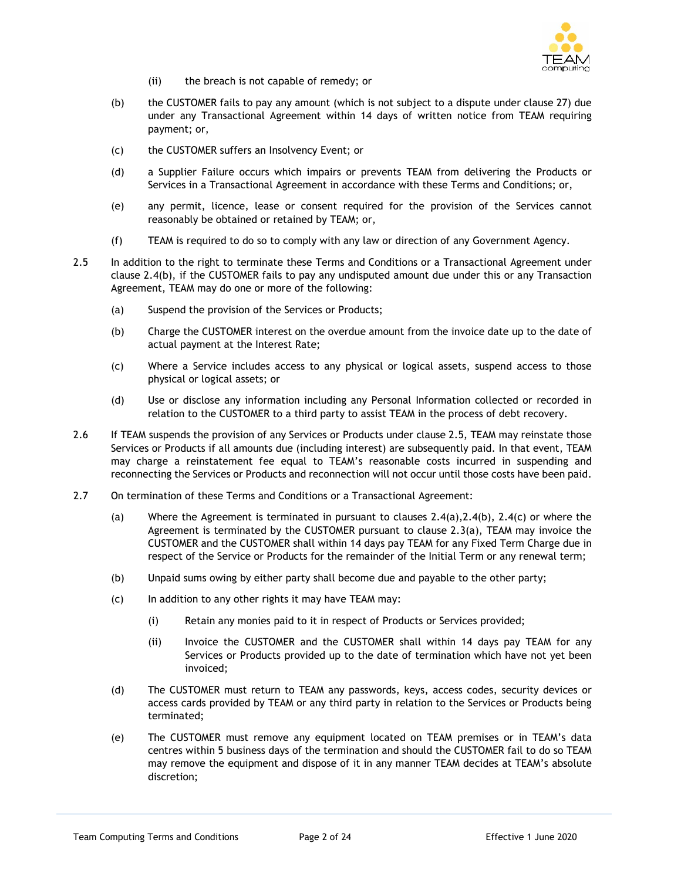(ii) the breach is not capable of remedy; or

(b) the CUSTOMER fails to pay any amount (which is not subject to a dispute under clause 27) due under any Transactional Agreement within 14 days of written notice from TEAM requiring payment; or,

(c) the CUSTOMER suffers an Insolvency Event; or

(d) a Supplier Failure occurs which impairs or prevents TEAM from delivering the Products or Services in a Transactional Agreement in accordance with these Terms and Conditions; or,

(e) any permit, licence, lease or consent required for the provision of the Services cannot reasonably be obtained or retained by TEAM; or,

(f) TEAM is required to do so to comply with any law or direction of any Government Agency.

2.5 In addition to the right to terminate these Terms and Conditions or a Transactional Agreement under clause 2.4(b), if the CUSTOMER fails to pay any undisputed amount due under this or any Transaction Agreement, TEAM may do one or more of the following:

(a) Suspend the provision of the Services or Products;

(b) Charge the CUSTOMER interest on the overdue amount from the invoice date up to the date of actual payment at the Interest Rate;

(c) Where a Service includes access to any physical or logical assets, suspend access to those physical or logical assets; or

(d) Use or disclose any information including any Personal Information collected or recorded in relation to the CUSTOMER to a third party to assist TEAM in the process of debt recovery.

2.6 If TEAM suspends the provision of any Services or Products under clause 2.5, TEAM may reinstate those Services or Products if all amounts due (including interest) are subsequently paid. In that event, TEAM may charge a reinstatement fee equal to TEAM's reasonable costs incurred in suspending and reconnecting the Services or Products and reconnection will not occur until those costs have been paid.

2.7 On termination of these Terms and Conditions or a Transactional Agreement:

(a) Where the Agreement is terminated in pursuant to clauses 2.4(a),2.4(b), 2.4(c) or where the Agreement is terminated by the CUSTOMER pursuant to clause 2.3(a), TEAM may invoice the CUSTOMER and the CUSTOMER shall within 14 days pay TEAM for any Fixed Term Charge due in respect of the Service or Products for the remainder of the Initial Term or any renewal term;

(b) Unpaid sums owing by either party shall become due and payable to the other party;

(c) In addition to any other rights it may have TEAM may:

(i) Retain any monies paid to it in respect of Products or Services provided;

(ii) Invoice the CUSTOMER and the CUSTOMER shall within 14 days pay TEAM for any Services or Products provided up to the date of termination which have not yet been invoiced;

(d) The CUSTOMER must return to TEAM any passwords, keys, access codes, security devices or access cards provided by TEAM or any third party in relation to the Services or Products being terminated;

(e) The CUSTOMER must remove any equipment located on TEAM premises or in TEAM's data centres within 5 business days of the termination and should the CUSTOMER fail to do so TEAM may remove the equipment and dispose of it in any manner TEAM decides at TEAM's absolute discretion;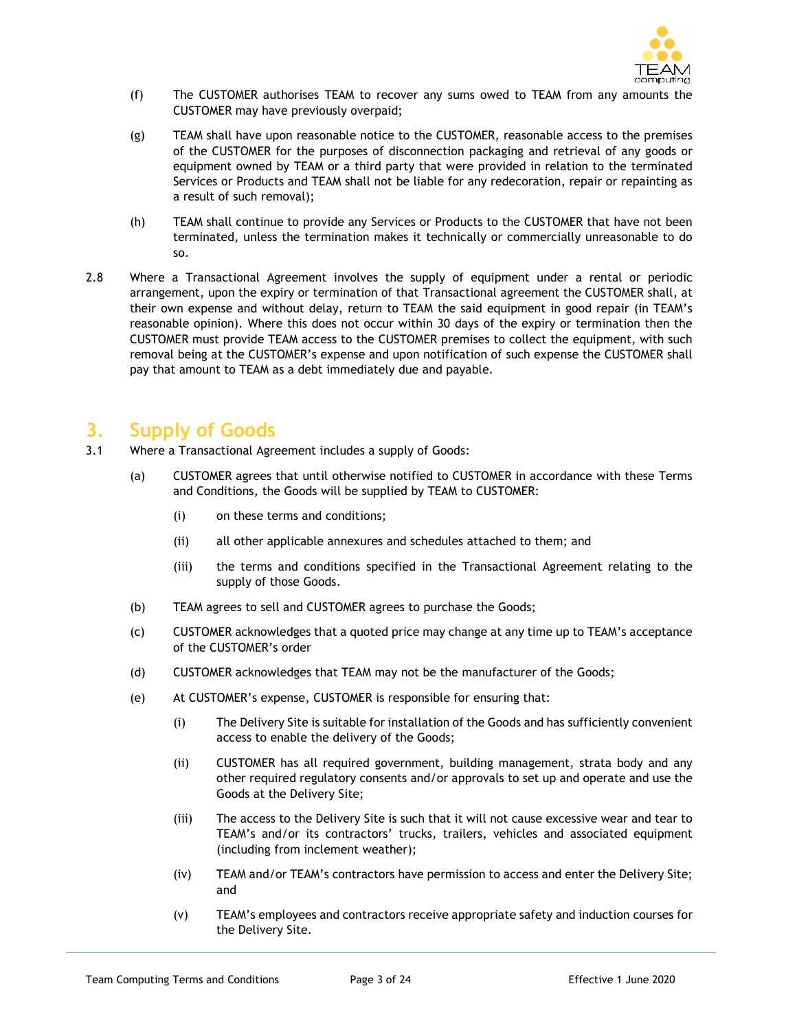(f) The CUSTOMER authorises TEAM to recover any sums owed to TEAM from any amounts the CUSTOMER may have previously overpaid;

(g) TEAM shall have upon reasonable notice to the CUSTOMER, reasonable access to the premises of the CUSTOMER for the purposes of disconnection packaging and retrieval of any goods or equipment owned by TEAM or a third party that were provided in relation to the terminated Services or Products and TEAM shall not be liable for any redecoration, repair or repainting as a result of such removal);

(h) TEAM shall continue to provide any Services or Products to the CUSTOMER that have not been terminated, unless the termination makes it technically or commercially unreasonable to do so.

2.8 Where a Transactional Agreement involves the supply of equipment under a rental or periodic arrangement, upon the expiry or termination of that Transactional agreement the CUSTOMER shall, at their own expense and without delay, return to TEAM the said equipment in good repair (in TEAM's reasonable opinion). Where this does not occur within 30 days of the expiry or termination then the CUSTOMER must provide TEAM access to the CUSTOMER premises to collect the equipment, with such removal being at the CUSTOMER's expense and upon notification of such expense the CUSTOMER shall pay that amount to TEAM as a debt immediately due and payable.

# 3. Supply of Goods

3.1 Where a Transactional Agreement includes a supply of Goods:

(a) CUSTOMER agrees that until otherwise notified to CUSTOMER in accordance with these Terms and Conditions, the Goods will be supplied by TEAM to CUSTOMER:

(i) on these terms and conditions;

(ii) all other applicable annexures and schedules attached to them; and

(iii) the terms and conditions specified in the Transactional Agreement relating to the supply of those Goods.

(b) TEAM agrees to sell and CUSTOMER agrees to purchase the Goods;

(c) CUSTOMER acknowledges that a quoted price may change at any time up to TEAM's acceptance of the CUSTOMER's order

(d) CUSTOMER acknowledges that TEAM may not be the manufacturer of the Goods;

(e) At CUSTOMER's expense, CUSTOMER is responsible for ensuring that:

(i) The Delivery Site is suitable for installation of the Goods and has sufficiently convenient access to enable the delivery of the Goods;

(ii) CUSTOMER has all required government, building management, strata body and any other required regulatory consents and/or approvals to set up and operate and use the Goods at the Delivery Site;

(iii) The access to the Delivery Site is such that it will not cause excessive wear and tear to TEAM's and/or its contractors' trucks, trailers, vehicles and associated equipment (including from inclement weather);

(iv) TEAM and/or TEAM's contractors have permission to access and enter the Delivery Site; and

(v) TEAM's employees and contractors receive appropriate safety and induction courses for the Delivery Site.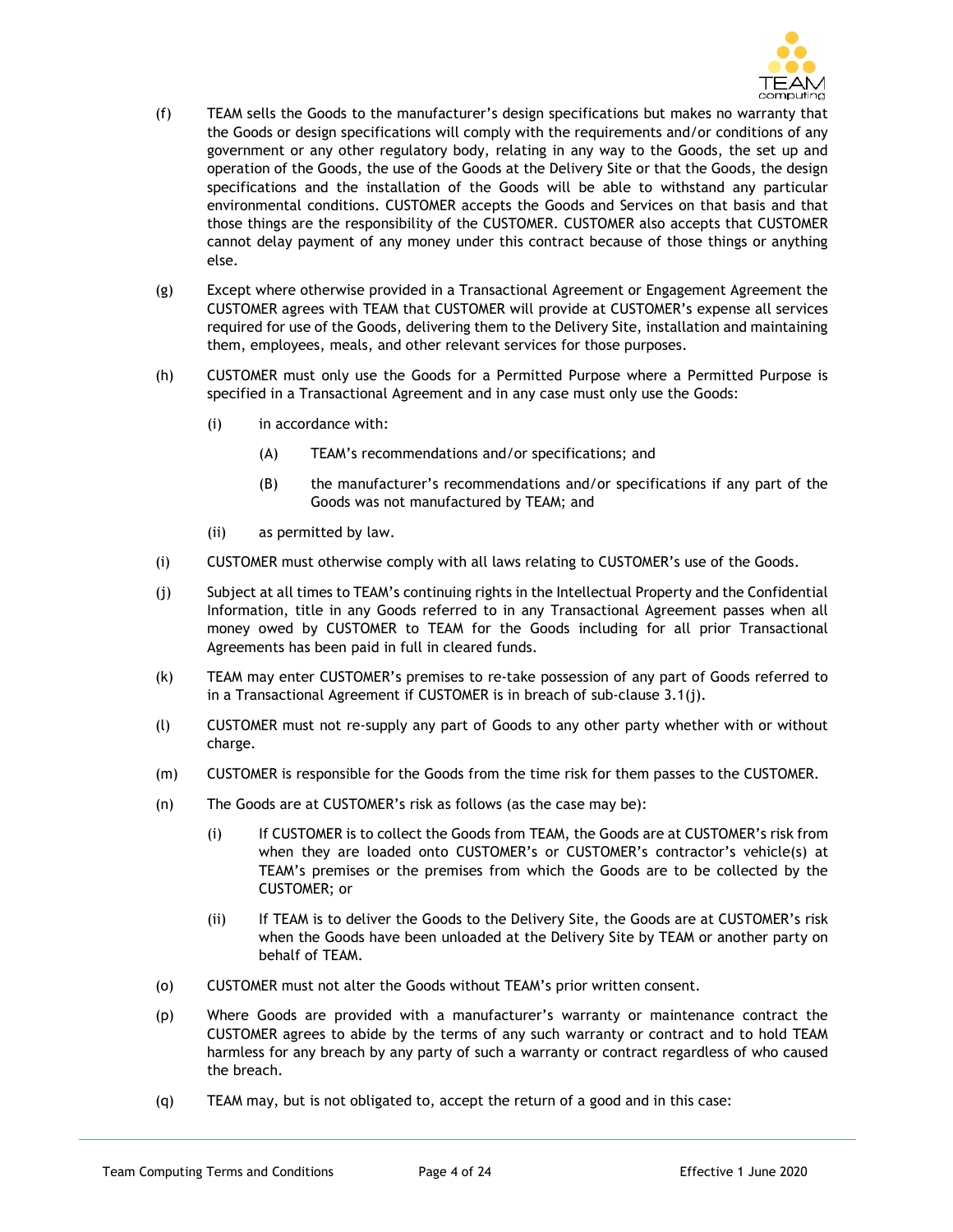(f) TEAM sells the Goods to the manufacturer's design specifications but makes no warranty that the Goods or design specifications will comply with the requirements and/or conditions of any government or any other regulatory body, relating in any way to the Goods, the set up and operation of the Goods, the use of the Goods at the Delivery Site or that the Goods, the design specifications and the installation of the Goods will be able to withstand any particular environmental conditions. CUSTOMER accepts the Goods and Services on that basis and that those things are the responsibility of the CUSTOMER. CUSTOMER also accepts that CUSTOMER cannot delay payment of any money under this contract because of those things or anything else.

(g) Except where otherwise provided in a Transactional Agreement or Engagement Agreement the CUSTOMER agrees with TEAM that CUSTOMER will provide at CUSTOMER's expense all services required for use of the Goods, delivering them to the Delivery Site, installation and maintaining them, employees, meals, and other relevant services for those purposes.

(h) CUSTOMER must only use the Goods for a Permitted Purpose where a Permitted Purpose is specified in a Transactional Agreement and in any case must only use the Goods:

  (i) in accordance with:

    (A) TEAM's recommendations and/or specifications; and

    (B) the manufacturer's recommendations and/or specifications if any part of the Goods was not manufactured by TEAM; and

  (ii) as permitted by law.

(i) CUSTOMER must otherwise comply with all laws relating to CUSTOMER's use of the Goods.

(j) Subject at all times to TEAM's continuing rights in the Intellectual Property and the Confidential Information, title in any Goods referred to in any Transactional Agreement passes when all money owed by CUSTOMER to TEAM for the Goods including for all prior Transactional Agreements has been paid in full in cleared funds.

(k) TEAM may enter CUSTOMER's premises to re-take possession of any part of Goods referred to in a Transactional Agreement if CUSTOMER is in breach of sub-clause 3.1(j).

(l) CUSTOMER must not re-supply any part of Goods to any other party whether with or without charge.

(m) CUSTOMER is responsible for the Goods from the time risk for them passes to the CUSTOMER.

(n) The Goods are at CUSTOMER's risk as follows (as the case may be):

  (i) If CUSTOMER is to collect the Goods from TEAM, the Goods are at CUSTOMER's risk from when they are loaded onto CUSTOMER's or CUSTOMER's contractor's vehicle(s) at TEAM's premises or the premises from which the Goods are to be collected by the CUSTOMER; or

  (ii) If TEAM is to deliver the Goods to the Delivery Site, the Goods are at CUSTOMER's risk when the Goods have been unloaded at the Delivery Site by TEAM or another party on behalf of TEAM.

(o) CUSTOMER must not alter the Goods without TEAM's prior written consent.

(p) Where Goods are provided with a manufacturer's warranty or maintenance contract the CUSTOMER agrees to abide by the terms of any such warranty or contract and to hold TEAM harmless for any breach by any party of such a warranty or contract regardless of who caused the breach.

(q) TEAM may, but is not obligated to, accept the return of a good and in this case: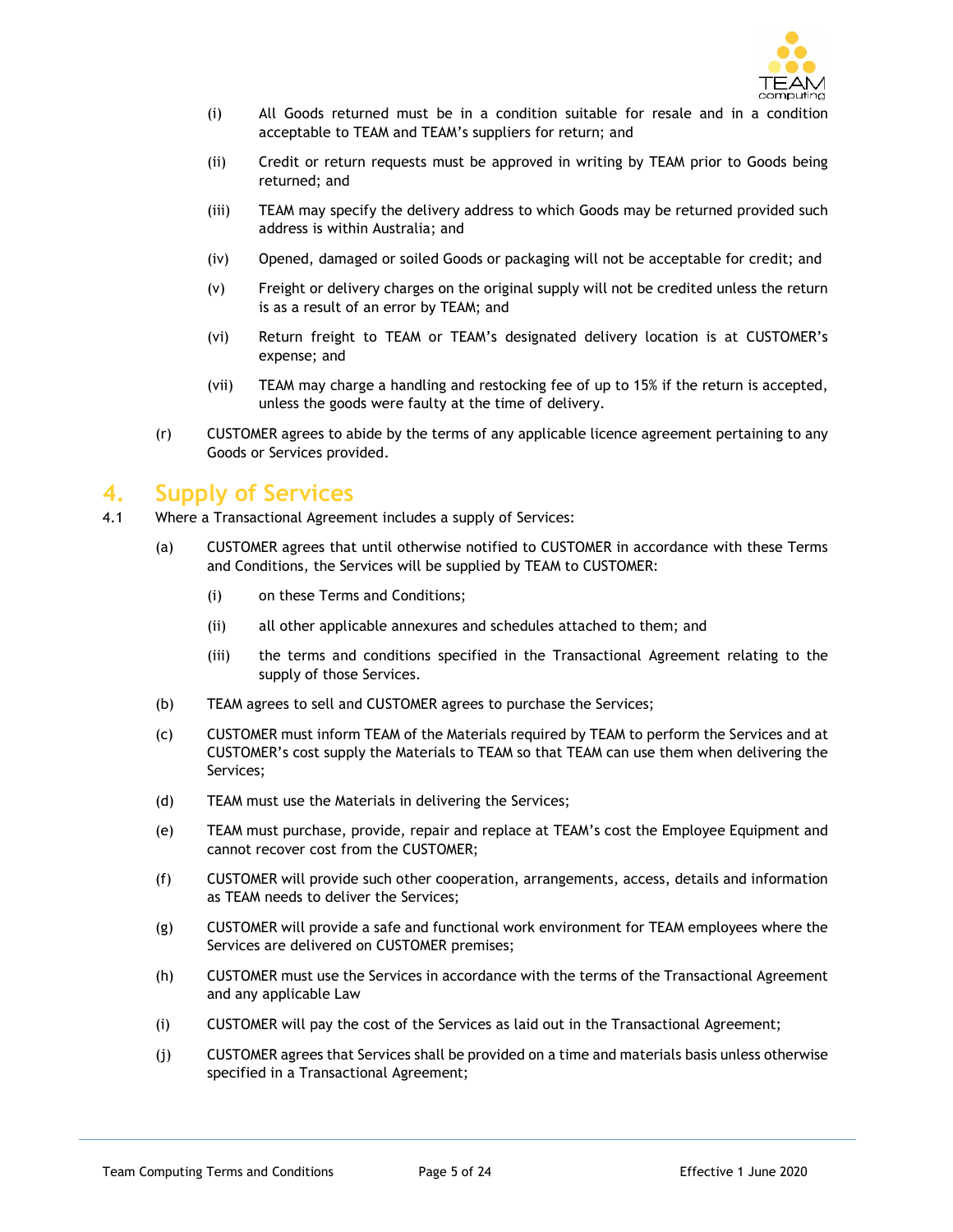(i) All Goods returned must be in a condition suitable for resale and in a condition acceptable to TEAM and TEAM's suppliers for return; and

(ii) Credit or return requests must be approved in writing by TEAM prior to Goods being returned; and

(iii) TEAM may specify the delivery address to which Goods may be returned provided such address is within Australia; and

(iv) Opened, damaged or soiled Goods or packaging will not be acceptable for credit; and

(v) Freight or delivery charges on the original supply will not be credited unless the return is as a result of an error by TEAM; and

(vi) Return freight to TEAM or TEAM's designated delivery location is at CUSTOMER's expense; and

(vii) TEAM may charge a handling and restocking fee of up to 15% if the return is accepted, unless the goods were faulty at the time of delivery.

(r) CUSTOMER agrees to abide by the terms of any applicable licence agreement pertaining to any Goods or Services provided.

# 4. Supply of Services

4.1 Where a Transactional Agreement includes a supply of Services:

(a) CUSTOMER agrees that until otherwise notified to CUSTOMER in accordance with these Terms and Conditions, the Services will be supplied by TEAM to CUSTOMER:

(i) on these Terms and Conditions;

(ii) all other applicable annexures and schedules attached to them; and

(iii) the terms and conditions specified in the Transactional Agreement relating to the supply of those Services.

(b) TEAM agrees to sell and CUSTOMER agrees to purchase the Services;

(c) CUSTOMER must inform TEAM of the Materials required by TEAM to perform the Services and at CUSTOMER's cost supply the Materials to TEAM so that TEAM can use them when delivering the Services;

(d) TEAM must use the Materials in delivering the Services;

(e) TEAM must purchase, provide, repair and replace at TEAM's cost the Employee Equipment and cannot recover cost from the CUSTOMER;

(f) CUSTOMER will provide such other cooperation, arrangements, access, details and information as TEAM needs to deliver the Services;

(g) CUSTOMER will provide a safe and functional work environment for TEAM employees where the Services are delivered on CUSTOMER premises;

(h) CUSTOMER must use the Services in accordance with the terms of the Transactional Agreement and any applicable Law

(i) CUSTOMER will pay the cost of the Services as laid out in the Transactional Agreement;

(j) CUSTOMER agrees that Services shall be provided on a time and materials basis unless otherwise specified in a Transactional Agreement;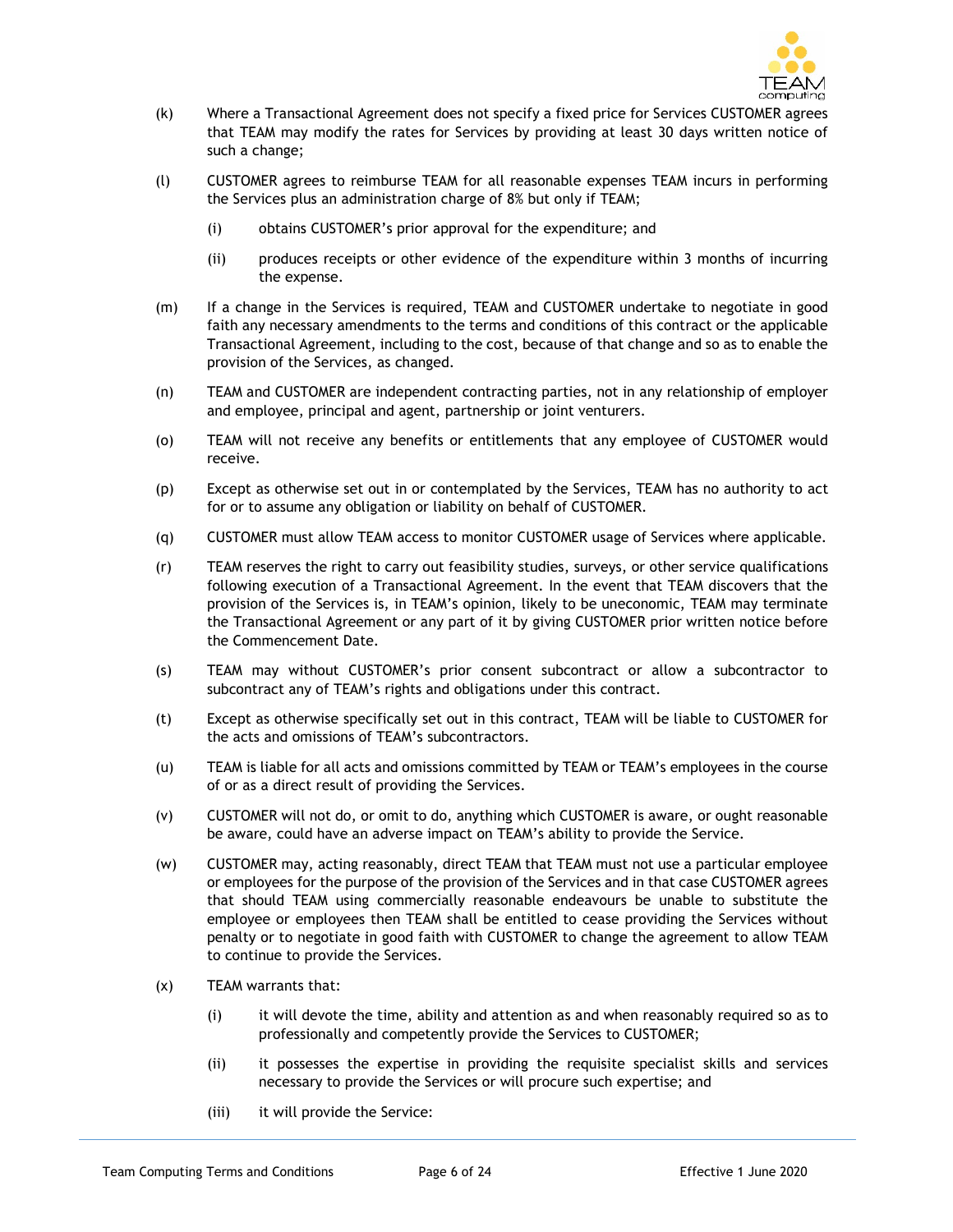(k) Where a Transactional Agreement does not specify a fixed price for Services CUSTOMER agrees that TEAM may modify the rates for Services by providing at least 30 days written notice of such a change;

(l) CUSTOMER agrees to reimburse TEAM for all reasonable expenses TEAM incurs in performing the Services plus an administration charge of 8% but only if TEAM;

 (i) obtains CUSTOMER's prior approval for the expenditure; and

 (ii) produces receipts or other evidence of the expenditure within 3 months of incurring the expense.

(m) If a change in the Services is required, TEAM and CUSTOMER undertake to negotiate in good faith any necessary amendments to the terms and conditions of this contract or the applicable Transactional Agreement, including to the cost, because of that change and so as to enable the provision of the Services, as changed.

(n) TEAM and CUSTOMER are independent contracting parties, not in any relationship of employer and employee, principal and agent, partnership or joint venturers.

(o) TEAM will not receive any benefits or entitlements that any employee of CUSTOMER would receive.

(p) Except as otherwise set out in or contemplated by the Services, TEAM has no authority to act for or to assume any obligation or liability on behalf of CUSTOMER.

(q) CUSTOMER must allow TEAM access to monitor CUSTOMER usage of Services where applicable.

(r) TEAM reserves the right to carry out feasibility studies, surveys, or other service qualifications following execution of a Transactional Agreement. In the event that TEAM discovers that the provision of the Services is, in TEAM's opinion, likely to be uneconomic, TEAM may terminate the Transactional Agreement or any part of it by giving CUSTOMER prior written notice before the Commencement Date.

(s) TEAM may without CUSTOMER's prior consent subcontract or allow a subcontractor to subcontract any of TEAM's rights and obligations under this contract.

(t) Except as otherwise specifically set out in this contract, TEAM will be liable to CUSTOMER for the acts and omissions of TEAM's subcontractors.

(u) TEAM is liable for all acts and omissions committed by TEAM or TEAM's employees in the course of or as a direct result of providing the Services.

(v) CUSTOMER will not do, or omit to do, anything which CUSTOMER is aware, or ought reasonable be aware, could have an adverse impact on TEAM's ability to provide the Service.

(w) CUSTOMER may, acting reasonably, direct TEAM that TEAM must not use a particular employee or employees for the purpose of the provision of the Services and in that case CUSTOMER agrees that should TEAM using commercially reasonable endeavours be unable to substitute the employee or employees then TEAM shall be entitled to cease providing the Services without penalty or to negotiate in good faith with CUSTOMER to change the agreement to allow TEAM to continue to provide the Services.

(x) TEAM warrants that:

 (i) it will devote the time, ability and attention as and when reasonably required so as to professionally and competently provide the Services to CUSTOMER;

 (ii) it possesses the expertise in providing the requisite specialist skills and services necessary to provide the Services or will procure such expertise; and

 (iii) it will provide the Service: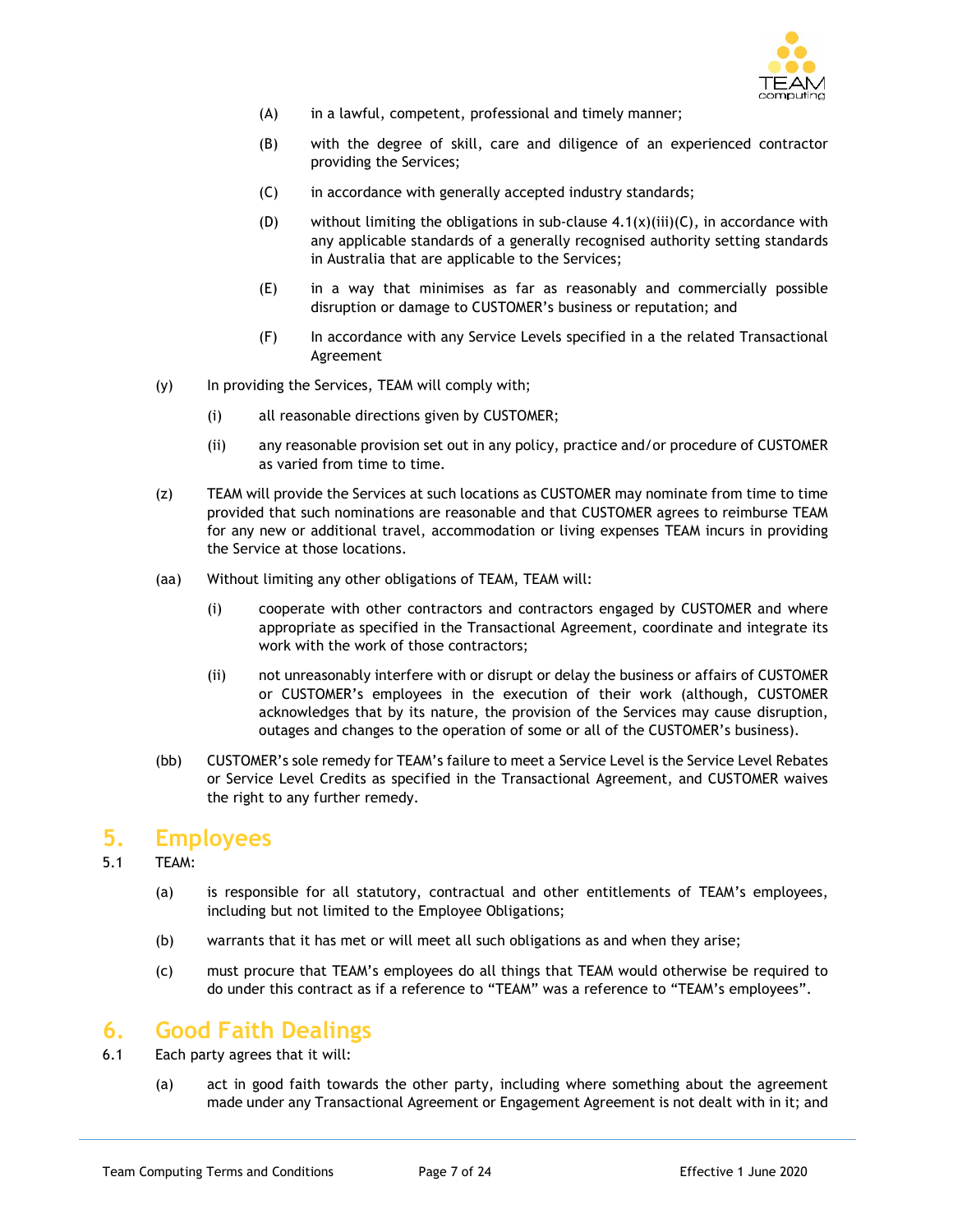(A) in a lawful, competent, professional and timely manner;

(B) with the degree of skill, care and diligence of an experienced contractor providing the Services;

(C) in accordance with generally accepted industry standards;

(D) without limiting the obligations in sub-clause 4.1(x)(iii)(C), in accordance with any applicable standards of a generally recognised authority setting standards in Australia that are applicable to the Services;

(E) in a way that minimises as far as reasonably and commercially possible disruption or damage to CUSTOMER's business or reputation; and

(F) In accordance with any Service Levels specified in a the related Transactional Agreement

(y) In providing the Services, TEAM will comply with;

(i) all reasonable directions given by CUSTOMER;

(ii) any reasonable provision set out in any policy, practice and/or procedure of CUSTOMER as varied from time to time.

(z) TEAM will provide the Services at such locations as CUSTOMER may nominate from time to time provided that such nominations are reasonable and that CUSTOMER agrees to reimburse TEAM for any new or additional travel, accommodation or living expenses TEAM incurs in providing the Service at those locations.

(aa) Without limiting any other obligations of TEAM, TEAM will:

(i) cooperate with other contractors and contractors engaged by CUSTOMER and where appropriate as specified in the Transactional Agreement, coordinate and integrate its work with the work of those contractors;

(ii) not unreasonably interfere with or disrupt or delay the business or affairs of CUSTOMER or CUSTOMER's employees in the execution of their work (although, CUSTOMER acknowledges that by its nature, the provision of the Services may cause disruption, outages and changes to the operation of some or all of the CUSTOMER's business).

(bb) CUSTOMER's sole remedy for TEAM's failure to meet a Service Level is the Service Level Rebates or Service Level Credits as specified in the Transactional Agreement, and CUSTOMER waives the right to any further remedy.

# 5. Employees

5.1 TEAM:

(a) is responsible for all statutory, contractual and other entitlements of TEAM's employees, including but not limited to the Employee Obligations;

(b) warrants that it has met or will meet all such obligations as and when they arise;

(c) must procure that TEAM's employees do all things that TEAM would otherwise be required to do under this contract as if a reference to "TEAM" was a reference to "TEAM's employees".

# 6. Good Faith Dealings

6.1 Each party agrees that it will:

(a) act in good faith towards the other party, including where something about the agreement made under any Transactional Agreement or Engagement Agreement is not dealt with in it; and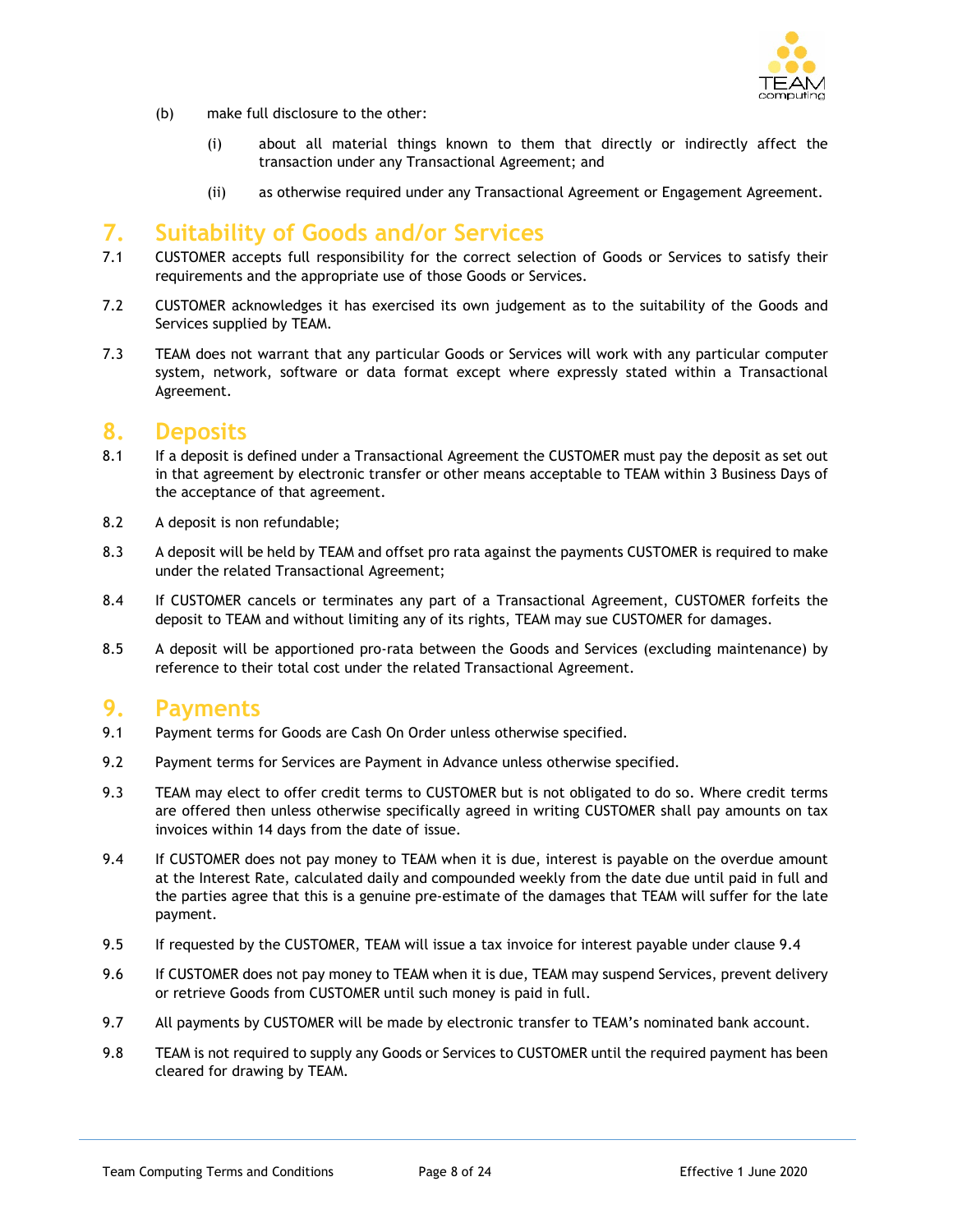(b) make full disclosure to the other:

  (i) about all material things known to them that directly or indirectly affect the transaction under any Transactional Agreement; and

  (ii) as otherwise required under any Transactional Agreement or Engagement Agreement.

## 7. Suitability of Goods and/or Services

7.1 CUSTOMER accepts full responsibility for the correct selection of Goods or Services to satisfy their requirements and the appropriate use of those Goods or Services.

7.2 CUSTOMER acknowledges it has exercised its own judgement as to the suitability of the Goods and Services supplied by TEAM.

7.3 TEAM does not warrant that any particular Goods or Services will work with any particular computer system, network, software or data format except where expressly stated within a Transactional Agreement.

## 8. Deposits

8.1 If a deposit is defined under a Transactional Agreement the CUSTOMER must pay the deposit as set out in that agreement by electronic transfer or other means acceptable to TEAM within 3 Business Days of the acceptance of that agreement.

8.2 A deposit is non refundable;

8.3 A deposit will be held by TEAM and offset pro rata against the payments CUSTOMER is required to make under the related Transactional Agreement;

8.4 If CUSTOMER cancels or terminates any part of a Transactional Agreement, CUSTOMER forfeits the deposit to TEAM and without limiting any of its rights, TEAM may sue CUSTOMER for damages.

8.5 A deposit will be apportioned pro-rata between the Goods and Services (excluding maintenance) by reference to their total cost under the related Transactional Agreement.

## 9. Payments

9.1 Payment terms for Goods are Cash On Order unless otherwise specified.

9.2 Payment terms for Services are Payment in Advance unless otherwise specified.

9.3 TEAM may elect to offer credit terms to CUSTOMER but is not obligated to do so. Where credit terms are offered then unless otherwise specifically agreed in writing CUSTOMER shall pay amounts on tax invoices within 14 days from the date of issue.

9.4 If CUSTOMER does not pay money to TEAM when it is due, interest is payable on the overdue amount at the Interest Rate, calculated daily and compounded weekly from the date due until paid in full and the parties agree that this is a genuine pre-estimate of the damages that TEAM will suffer for the late payment.

9.5 If requested by the CUSTOMER, TEAM will issue a tax invoice for interest payable under clause 9.4

9.6 If CUSTOMER does not pay money to TEAM when it is due, TEAM may suspend Services, prevent delivery or retrieve Goods from CUSTOMER until such money is paid in full.

9.7 All payments by CUSTOMER will be made by electronic transfer to TEAM's nominated bank account.

9.8 TEAM is not required to supply any Goods or Services to CUSTOMER until the required payment has been cleared for drawing by TEAM.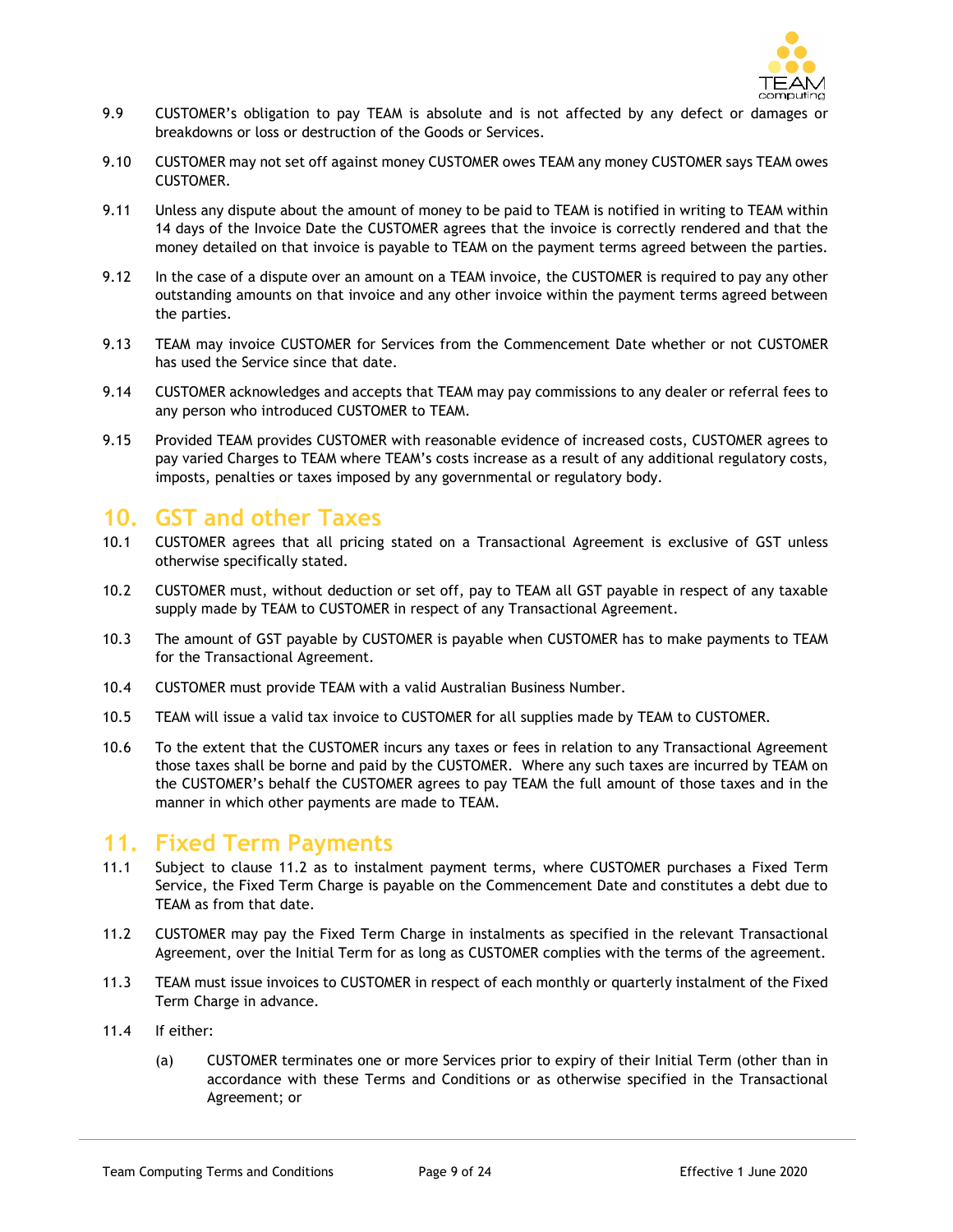9.9 CUSTOMER's obligation to pay TEAM is absolute and is not affected by any defect or damages or breakdowns or loss or destruction of the Goods or Services.

9.10 CUSTOMER may not set off against money CUSTOMER owes TEAM any money CUSTOMER says TEAM owes CUSTOMER.

9.11 Unless any dispute about the amount of money to be paid to TEAM is notified in writing to TEAM within 14 days of the Invoice Date the CUSTOMER agrees that the invoice is correctly rendered and that the money detailed on that invoice is payable to TEAM on the payment terms agreed between the parties.

9.12 In the case of a dispute over an amount on a TEAM invoice, the CUSTOMER is required to pay any other outstanding amounts on that invoice and any other invoice within the payment terms agreed between the parties.

9.13 TEAM may invoice CUSTOMER for Services from the Commencement Date whether or not CUSTOMER has used the Service since that date.

9.14 CUSTOMER acknowledges and accepts that TEAM may pay commissions to any dealer or referral fees to any person who introduced CUSTOMER to TEAM.

9.15 Provided TEAM provides CUSTOMER with reasonable evidence of increased costs, CUSTOMER agrees to pay varied Charges to TEAM where TEAM's costs increase as a result of any additional regulatory costs, imposts, penalties or taxes imposed by any governmental or regulatory body.

## 10. GST and other Taxes

10.1 CUSTOMER agrees that all pricing stated on a Transactional Agreement is exclusive of GST unless otherwise specifically stated.

10.2 CUSTOMER must, without deduction or set off, pay to TEAM all GST payable in respect of any taxable supply made by TEAM to CUSTOMER in respect of any Transactional Agreement.

10.3 The amount of GST payable by CUSTOMER is payable when CUSTOMER has to make payments to TEAM for the Transactional Agreement.

10.4 CUSTOMER must provide TEAM with a valid Australian Business Number.

10.5 TEAM will issue a valid tax invoice to CUSTOMER for all supplies made by TEAM to CUSTOMER.

10.6 To the extent that the CUSTOMER incurs any taxes or fees in relation to any Transactional Agreement those taxes shall be borne and paid by the CUSTOMER. Where any such taxes are incurred by TEAM on the CUSTOMER's behalf the CUSTOMER agrees to pay TEAM the full amount of those taxes and in the manner in which other payments are made to TEAM.

## 11. Fixed Term Payments

11.1 Subject to clause 11.2 as to instalment payment terms, where CUSTOMER purchases a Fixed Term Service, the Fixed Term Charge is payable on the Commencement Date and constitutes a debt due to TEAM as from that date.

11.2 CUSTOMER may pay the Fixed Term Charge in instalments as specified in the relevant Transactional Agreement, over the Initial Term for as long as CUSTOMER complies with the terms of the agreement.

11.3 TEAM must issue invoices to CUSTOMER in respect of each monthly or quarterly instalment of the Fixed Term Charge in advance.

11.4 If either:

(a) CUSTOMER terminates one or more Services prior to expiry of their Initial Term (other than in accordance with these Terms and Conditions or as otherwise specified in the Transactional Agreement; or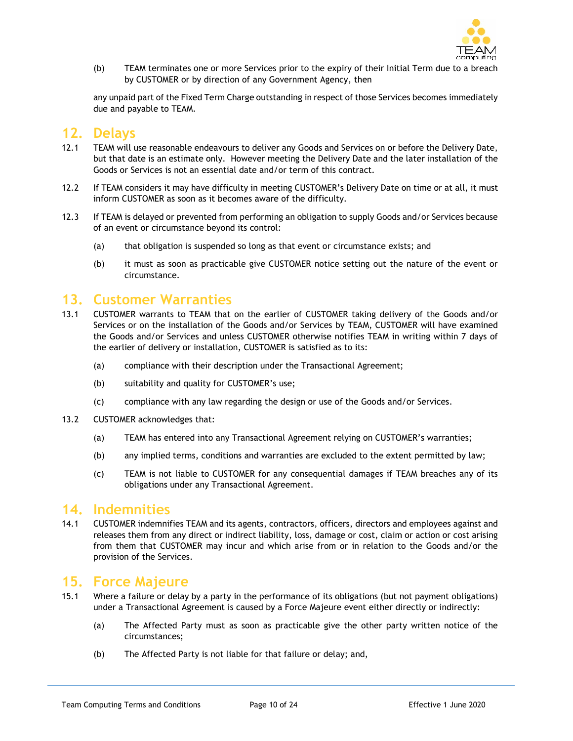(b) TEAM terminates one or more Services prior to the expiry of their Initial Term due to a breach by CUSTOMER or by direction of any Government Agency, then

any unpaid part of the Fixed Term Charge outstanding in respect of those Services becomes immediately due and payable to TEAM.

## 12. Delays

12.1 TEAM will use reasonable endeavours to deliver any Goods and Services on or before the Delivery Date, but that date is an estimate only. However meeting the Delivery Date and the later installation of the Goods or Services is not an essential date and/or term of this contract.

12.2 If TEAM considers it may have difficulty in meeting CUSTOMER's Delivery Date on time or at all, it must inform CUSTOMER as soon as it becomes aware of the difficulty.

12.3 If TEAM is delayed or prevented from performing an obligation to supply Goods and/or Services because of an event or circumstance beyond its control:

(a) that obligation is suspended so long as that event or circumstance exists; and

(b) it must as soon as practicable give CUSTOMER notice setting out the nature of the event or circumstance.

## 13. Customer Warranties

13.1 CUSTOMER warrants to TEAM that on the earlier of CUSTOMER taking delivery of the Goods and/or Services or on the installation of the Goods and/or Services by TEAM, CUSTOMER will have examined the Goods and/or Services and unless CUSTOMER otherwise notifies TEAM in writing within 7 days of the earlier of delivery or installation, CUSTOMER is satisfied as to its:

(a) compliance with their description under the Transactional Agreement;

(b) suitability and quality for CUSTOMER's use;

(c) compliance with any law regarding the design or use of the Goods and/or Services.

13.2 CUSTOMER acknowledges that:

(a) TEAM has entered into any Transactional Agreement relying on CUSTOMER's warranties;

(b) any implied terms, conditions and warranties are excluded to the extent permitted by law;

(c) TEAM is not liable to CUSTOMER for any consequential damages if TEAM breaches any of its obligations under any Transactional Agreement.

## 14. Indemnities

14.1 CUSTOMER indemnifies TEAM and its agents, contractors, officers, directors and employees against and releases them from any direct or indirect liability, loss, damage or cost, claim or action or cost arising from them that CUSTOMER may incur and which arise from or in relation to the Goods and/or the provision of the Services.

## 15. Force Majeure

15.1 Where a failure or delay by a party in the performance of its obligations (but not payment obligations) under a Transactional Agreement is caused by a Force Majeure event either directly or indirectly:

(a) The Affected Party must as soon as practicable give the other party written notice of the circumstances;

(b) The Affected Party is not liable for that failure or delay; and,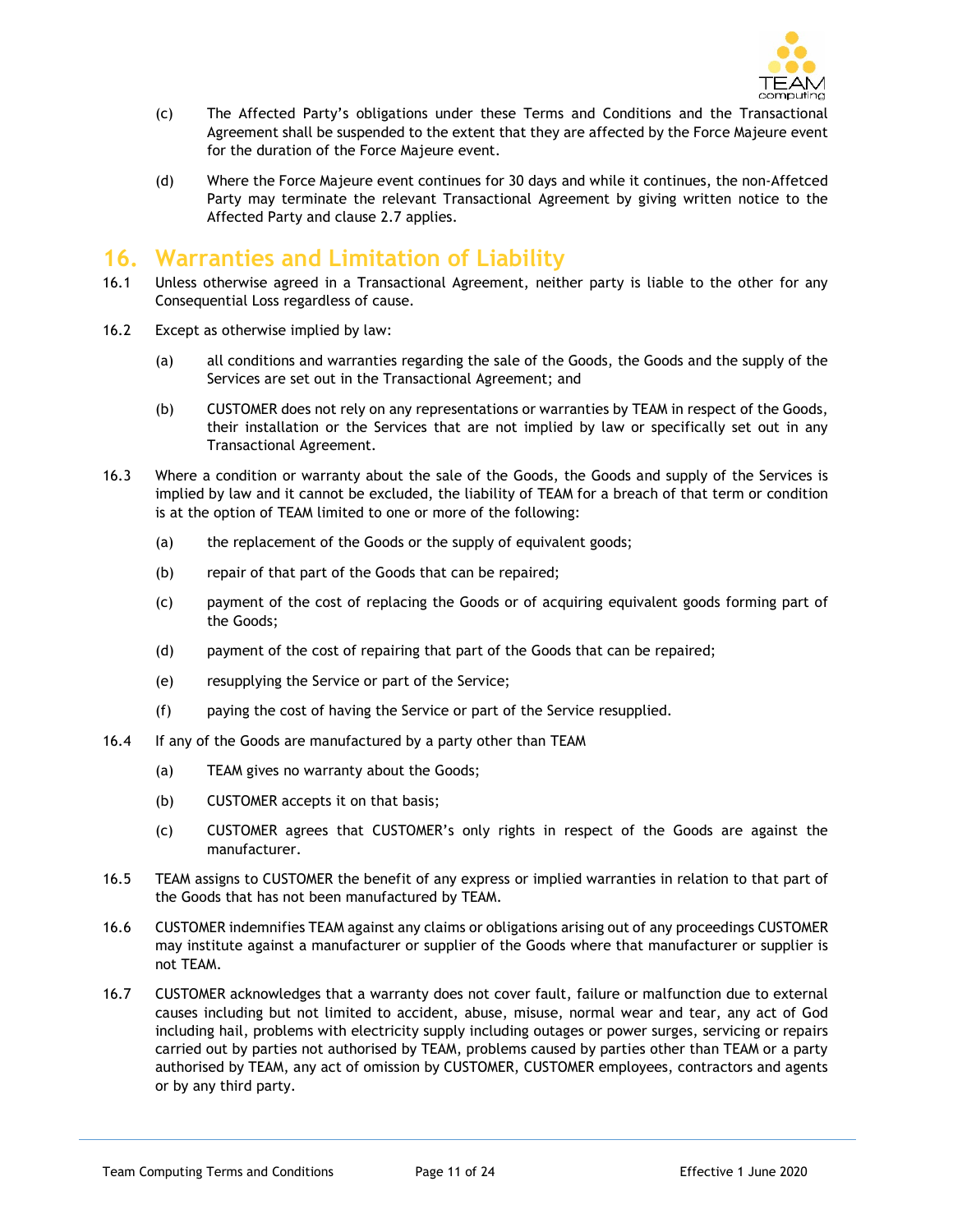(c) The Affected Party's obligations under these Terms and Conditions and the Transactional Agreement shall be suspended to the extent that they are affected by the Force Majeure event for the duration of the Force Majeure event.

(d) Where the Force Majeure event continues for 30 days and while it continues, the non-Affetced Party may terminate the relevant Transactional Agreement by giving written notice to the Affected Party and clause 2.7 applies.

# 16. Warranties and Limitation of Liability

16.1 Unless otherwise agreed in a Transactional Agreement, neither party is liable to the other for any Consequential Loss regardless of cause.

16.2 Except as otherwise implied by law:

(a) all conditions and warranties regarding the sale of the Goods, the Goods and the supply of the Services are set out in the Transactional Agreement; and

(b) CUSTOMER does not rely on any representations or warranties by TEAM in respect of the Goods, their installation or the Services that are not implied by law or specifically set out in any Transactional Agreement.

16.3 Where a condition or warranty about the sale of the Goods, the Goods and supply of the Services is implied by law and it cannot be excluded, the liability of TEAM for a breach of that term or condition is at the option of TEAM limited to one or more of the following:

(a) the replacement of the Goods or the supply of equivalent goods;

(b) repair of that part of the Goods that can be repaired;

(c) payment of the cost of replacing the Goods or of acquiring equivalent goods forming part of the Goods;

(d) payment of the cost of repairing that part of the Goods that can be repaired;

(e) resupplying the Service or part of the Service;

(f) paying the cost of having the Service or part of the Service resupplied.

16.4 If any of the Goods are manufactured by a party other than TEAM

(a) TEAM gives no warranty about the Goods;

(b) CUSTOMER accepts it on that basis;

(c) CUSTOMER agrees that CUSTOMER's only rights in respect of the Goods are against the manufacturer.

16.5 TEAM assigns to CUSTOMER the benefit of any express or implied warranties in relation to that part of the Goods that has not been manufactured by TEAM.

16.6 CUSTOMER indemnifies TEAM against any claims or obligations arising out of any proceedings CUSTOMER may institute against a manufacturer or supplier of the Goods where that manufacturer or supplier is not TEAM.

16.7 CUSTOMER acknowledges that a warranty does not cover fault, failure or malfunction due to external causes including but not limited to accident, abuse, misuse, normal wear and tear, any act of God including hail, problems with electricity supply including outages or power surges, servicing or repairs carried out by parties not authorised by TEAM, problems caused by parties other than TEAM or a party authorised by TEAM, any act of omission by CUSTOMER, CUSTOMER employees, contractors and agents or by any third party.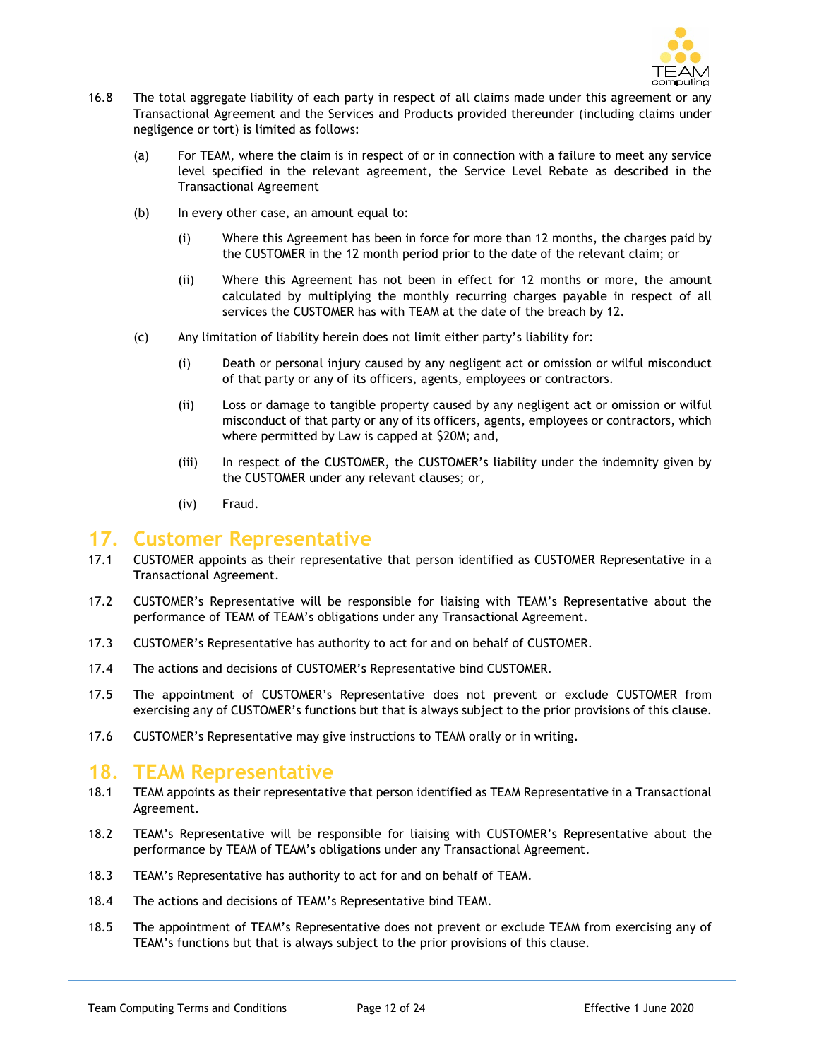16.8 The total aggregate liability of each party in respect of all claims made under this agreement or any Transactional Agreement and the Services and Products provided thereunder (including claims under negligence or tort) is limited as follows:

(a) For TEAM, where the claim is in respect of or in connection with a failure to meet any service level specified in the relevant agreement, the Service Level Rebate as described in the Transactional Agreement

(b) In every other case, an amount equal to:

(i) Where this Agreement has been in force for more than 12 months, the charges paid by the CUSTOMER in the 12 month period prior to the date of the relevant claim; or

(ii) Where this Agreement has not been in effect for 12 months or more, the amount calculated by multiplying the monthly recurring charges payable in respect of all services the CUSTOMER has with TEAM at the date of the breach by 12.

(c) Any limitation of liability herein does not limit either party's liability for:

(i) Death or personal injury caused by any negligent act or omission or wilful misconduct of that party or any of its officers, agents, employees or contractors.

(ii) Loss or damage to tangible property caused by any negligent act or omission or wilful misconduct of that party or any of its officers, agents, employees or contractors, which where permitted by Law is capped at $20M; and,

(iii) In respect of the CUSTOMER, the CUSTOMER's liability under the indemnity given by the CUSTOMER under any relevant clauses; or,

(iv) Fraud.

## 17. Customer Representative

17.1 CUSTOMER appoints as their representative that person identified as CUSTOMER Representative in a Transactional Agreement.

17.2 CUSTOMER's Representative will be responsible for liaising with TEAM's Representative about the performance of TEAM of TEAM's obligations under any Transactional Agreement.

17.3 CUSTOMER's Representative has authority to act for and on behalf of CUSTOMER.

17.4 The actions and decisions of CUSTOMER's Representative bind CUSTOMER.

17.5 The appointment of CUSTOMER's Representative does not prevent or exclude CUSTOMER from exercising any of CUSTOMER's functions but that is always subject to the prior provisions of this clause.

17.6 CUSTOMER's Representative may give instructions to TEAM orally or in writing.

## 18. TEAM Representative

18.1 TEAM appoints as their representative that person identified as TEAM Representative in a Transactional Agreement.

18.2 TEAM's Representative will be responsible for liaising with CUSTOMER's Representative about the performance by TEAM of TEAM's obligations under any Transactional Agreement.

18.3 TEAM's Representative has authority to act for and on behalf of TEAM.

18.4 The actions and decisions of TEAM's Representative bind TEAM.

18.5 The appointment of TEAM's Representative does not prevent or exclude TEAM from exercising any of TEAM's functions but that is always subject to the prior provisions of this clause.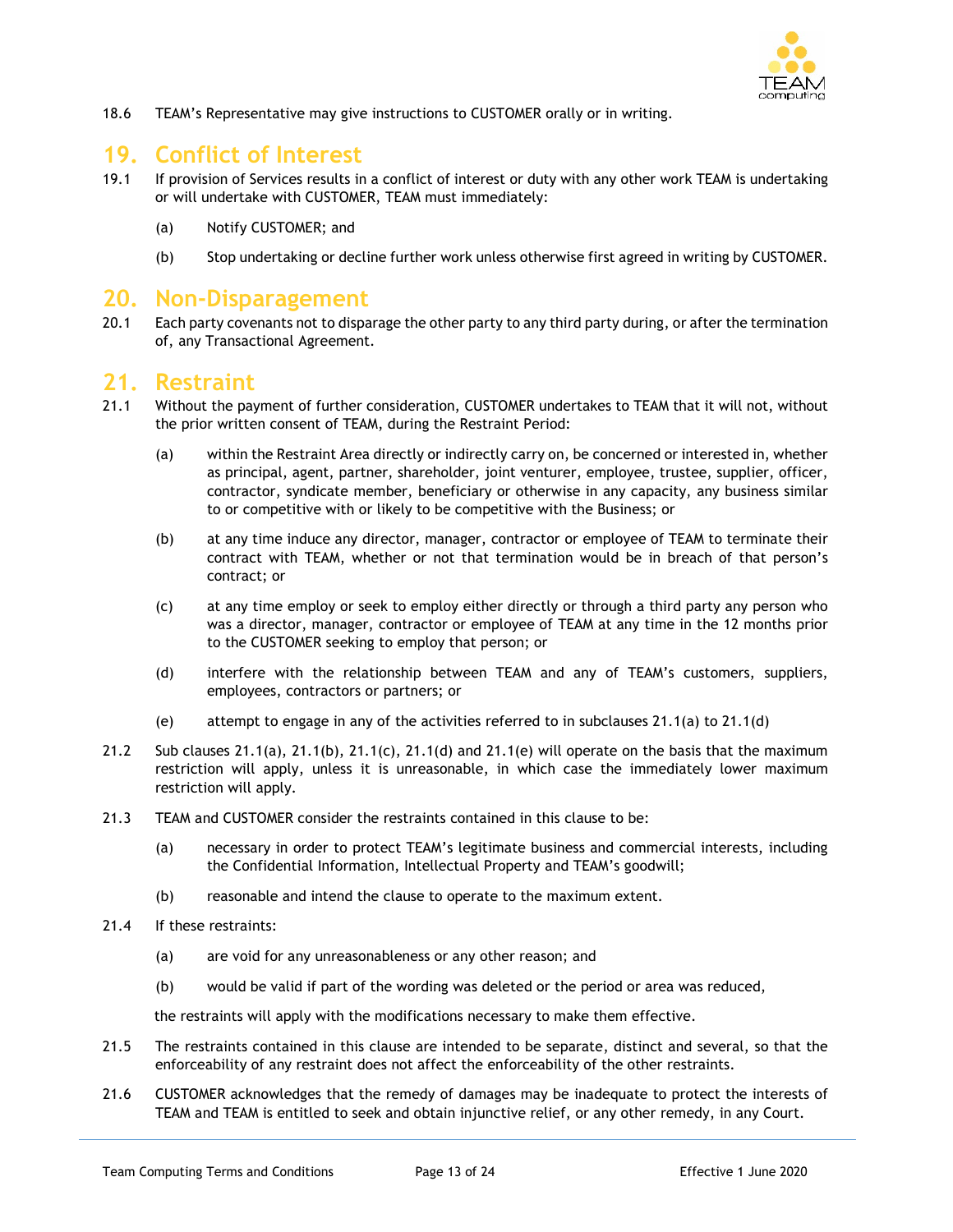18.6 TEAM's Representative may give instructions to CUSTOMER orally or in writing.

## 19. Conflict of Interest

19.1 If provision of Services results in a conflict of interest or duty with any other work TEAM is undertaking or will undertake with CUSTOMER, TEAM must immediately:

(a) Notify CUSTOMER; and

(b) Stop undertaking or decline further work unless otherwise first agreed in writing by CUSTOMER.

## 20. Non-Disparagement

20.1 Each party covenants not to disparage the other party to any third party during, or after the termination of, any Transactional Agreement.

## 21. Restraint

21.1 Without the payment of further consideration, CUSTOMER undertakes to TEAM that it will not, without the prior written consent of TEAM, during the Restraint Period:

(a) within the Restraint Area directly or indirectly carry on, be concerned or interested in, whether as principal, agent, partner, shareholder, joint venturer, employee, trustee, supplier, officer, contractor, syndicate member, beneficiary or otherwise in any capacity, any business similar to or competitive with or likely to be competitive with the Business; or

(b) at any time induce any director, manager, contractor or employee of TEAM to terminate their contract with TEAM, whether or not that termination would be in breach of that person's contract; or

(c) at any time employ or seek to employ either directly or through a third party any person who was a director, manager, contractor or employee of TEAM at any time in the 12 months prior to the CUSTOMER seeking to employ that person; or

(d) interfere with the relationship between TEAM and any of TEAM's customers, suppliers, employees, contractors or partners; or

(e) attempt to engage in any of the activities referred to in subclauses 21.1(a) to 21.1(d)

21.2 Sub clauses 21.1(a), 21.1(b), 21.1(c), 21.1(d) and 21.1(e) will operate on the basis that the maximum restriction will apply, unless it is unreasonable, in which case the immediately lower maximum restriction will apply.

21.3 TEAM and CUSTOMER consider the restraints contained in this clause to be:

(a) necessary in order to protect TEAM's legitimate business and commercial interests, including the Confidential Information, Intellectual Property and TEAM's goodwill;

(b) reasonable and intend the clause to operate to the maximum extent.

21.4 If these restraints:

(a) are void for any unreasonableness or any other reason; and

(b) would be valid if part of the wording was deleted or the period or area was reduced,

the restraints will apply with the modifications necessary to make them effective.

21.5 The restraints contained in this clause are intended to be separate, distinct and several, so that the enforceability of any restraint does not affect the enforceability of the other restraints.

21.6 CUSTOMER acknowledges that the remedy of damages may be inadequate to protect the interests of TEAM and TEAM is entitled to seek and obtain injunctive relief, or any other remedy, in any Court.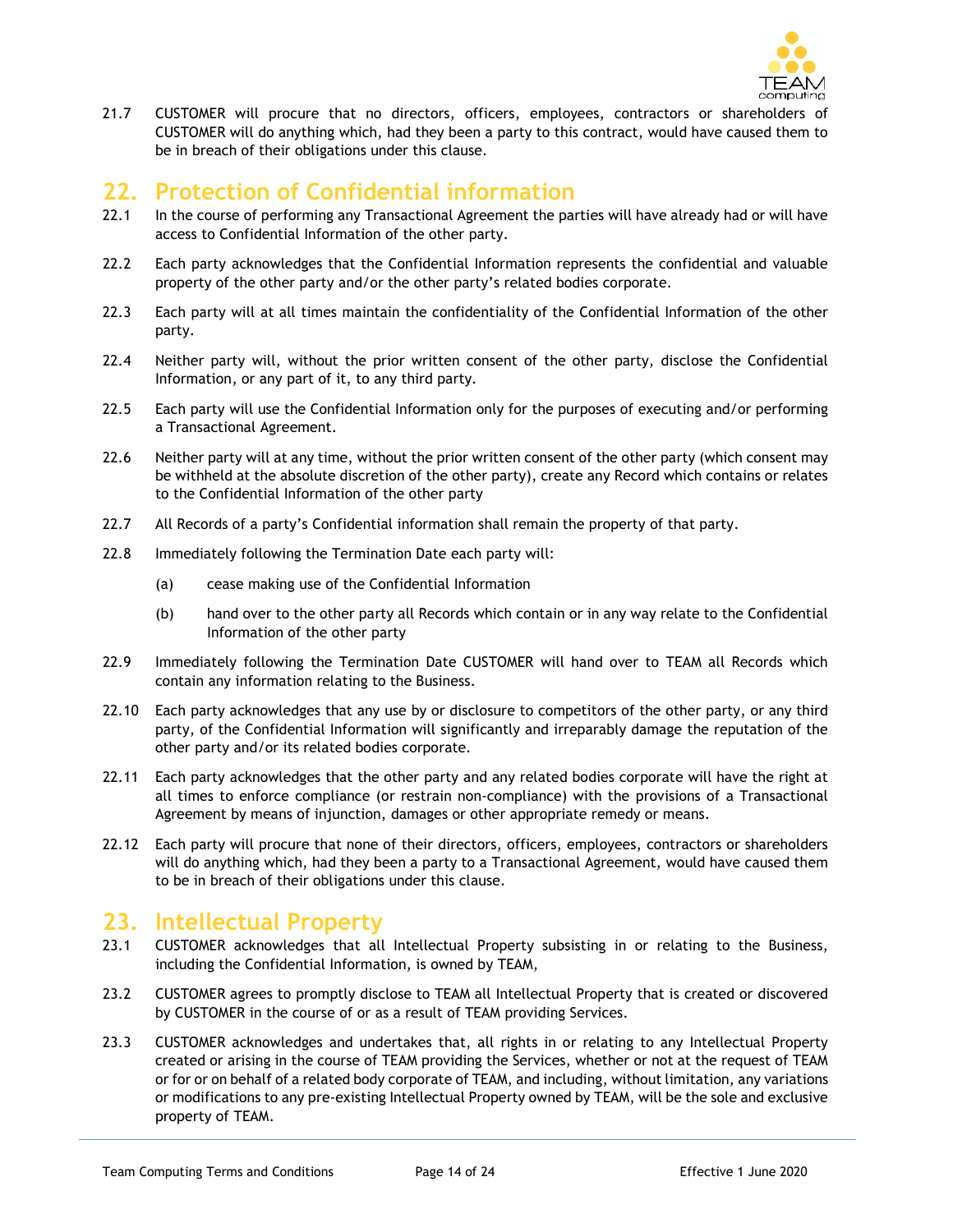21.7 CUSTOMER will procure that no directors, officers, employees, contractors or shareholders of CUSTOMER will do anything which, had they been a party to this contract, would have caused them to be in breach of their obligations under this clause.

## 22. Protection of Confidential information

22.1 In the course of performing any Transactional Agreement the parties will have already had or will have access to Confidential Information of the other party.

22.2 Each party acknowledges that the Confidential Information represents the confidential and valuable property of the other party and/or the other party's related bodies corporate.

22.3 Each party will at all times maintain the confidentiality of the Confidential Information of the other party.

22.4 Neither party will, without the prior written consent of the other party, disclose the Confidential Information, or any part of it, to any third party.

22.5 Each party will use the Confidential Information only for the purposes of executing and/or performing a Transactional Agreement.

22.6 Neither party will at any time, without the prior written consent of the other party (which consent may be withheld at the absolute discretion of the other party), create any Record which contains or relates to the Confidential Information of the other party

22.7 All Records of a party's Confidential information shall remain the property of that party.

22.8 Immediately following the Termination Date each party will:

(a) cease making use of the Confidential Information

(b) hand over to the other party all Records which contain or in any way relate to the Confidential Information of the other party

22.9 Immediately following the Termination Date CUSTOMER will hand over to TEAM all Records which contain any information relating to the Business.

22.10 Each party acknowledges that any use by or disclosure to competitors of the other party, or any third party, of the Confidential Information will significantly and irreparably damage the reputation of the other party and/or its related bodies corporate.

22.11 Each party acknowledges that the other party and any related bodies corporate will have the right at all times to enforce compliance (or restrain non-compliance) with the provisions of a Transactional Agreement by means of injunction, damages or other appropriate remedy or means.

22.12 Each party will procure that none of their directors, officers, employees, contractors or shareholders will do anything which, had they been a party to a Transactional Agreement, would have caused them to be in breach of their obligations under this clause.

## 23. Intellectual Property

23.1 CUSTOMER acknowledges that all Intellectual Property subsisting in or relating to the Business, including the Confidential Information, is owned by TEAM,

23.2 CUSTOMER agrees to promptly disclose to TEAM all Intellectual Property that is created or discovered by CUSTOMER in the course of or as a result of TEAM providing Services.

23.3 CUSTOMER acknowledges and undertakes that, all rights in or relating to any Intellectual Property created or arising in the course of TEAM providing the Services, whether or not at the request of TEAM or for or on behalf of a related body corporate of TEAM, and including, without limitation, any variations or modifications to any pre-existing Intellectual Property owned by TEAM, will be the sole and exclusive property of TEAM.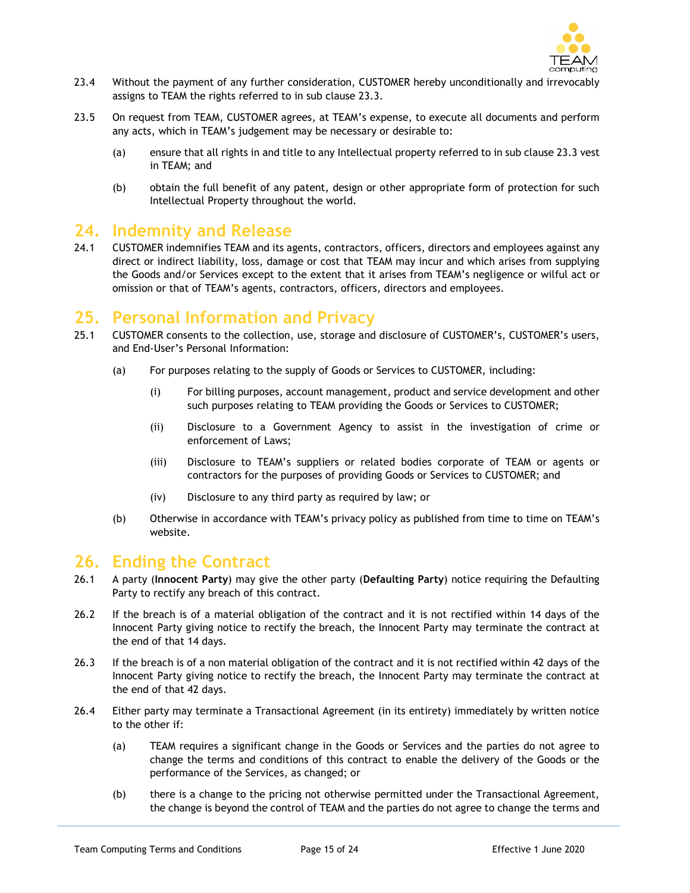23.4 Without the payment of any further consideration, CUSTOMER hereby unconditionally and irrevocably assigns to TEAM the rights referred to in sub clause 23.3.

23.5 On request from TEAM, CUSTOMER agrees, at TEAM's expense, to execute all documents and perform any acts, which in TEAM's judgement may be necessary or desirable to:

(a) ensure that all rights in and title to any Intellectual property referred to in sub clause 23.3 vest in TEAM; and

(b) obtain the full benefit of any patent, design or other appropriate form of protection for such Intellectual Property throughout the world.

## 24. Indemnity and Release

24.1 CUSTOMER indemnifies TEAM and its agents, contractors, officers, directors and employees against any direct or indirect liability, loss, damage or cost that TEAM may incur and which arises from supplying the Goods and/or Services except to the extent that it arises from TEAM's negligence or wilful act or omission or that of TEAM's agents, contractors, officers, directors and employees.

## 25. Personal Information and Privacy

25.1 CUSTOMER consents to the collection, use, storage and disclosure of CUSTOMER's, CUSTOMER's users, and End-User's Personal Information:

(a) For purposes relating to the supply of Goods or Services to CUSTOMER, including:

(i) For billing purposes, account management, product and service development and other such purposes relating to TEAM providing the Goods or Services to CUSTOMER;

(ii) Disclosure to a Government Agency to assist in the investigation of crime or enforcement of Laws;

(iii) Disclosure to TEAM's suppliers or related bodies corporate of TEAM or agents or contractors for the purposes of providing Goods or Services to CUSTOMER; and

(iv) Disclosure to any third party as required by law; or

(b) Otherwise in accordance with TEAM's privacy policy as published from time to time on TEAM's website.

## 26. Ending the Contract

26.1 A party (**Innocent Party**) may give the other party (**Defaulting Party**) notice requiring the Defaulting Party to rectify any breach of this contract.

26.2 If the breach is of a material obligation of the contract and it is not rectified within 14 days of the Innocent Party giving notice to rectify the breach, the Innocent Party may terminate the contract at the end of that 14 days.

26.3 If the breach is of a non material obligation of the contract and it is not rectified within 42 days of the Innocent Party giving notice to rectify the breach, the Innocent Party may terminate the contract at the end of that 42 days.

26.4 Either party may terminate a Transactional Agreement (in its entirety) immediately by written notice to the other if:

(a) TEAM requires a significant change in the Goods or Services and the parties do not agree to change the terms and conditions of this contract to enable the delivery of the Goods or the performance of the Services, as changed; or

(b) there is a change to the pricing not otherwise permitted under the Transactional Agreement, the change is beyond the control of TEAM and the parties do not agree to change the terms and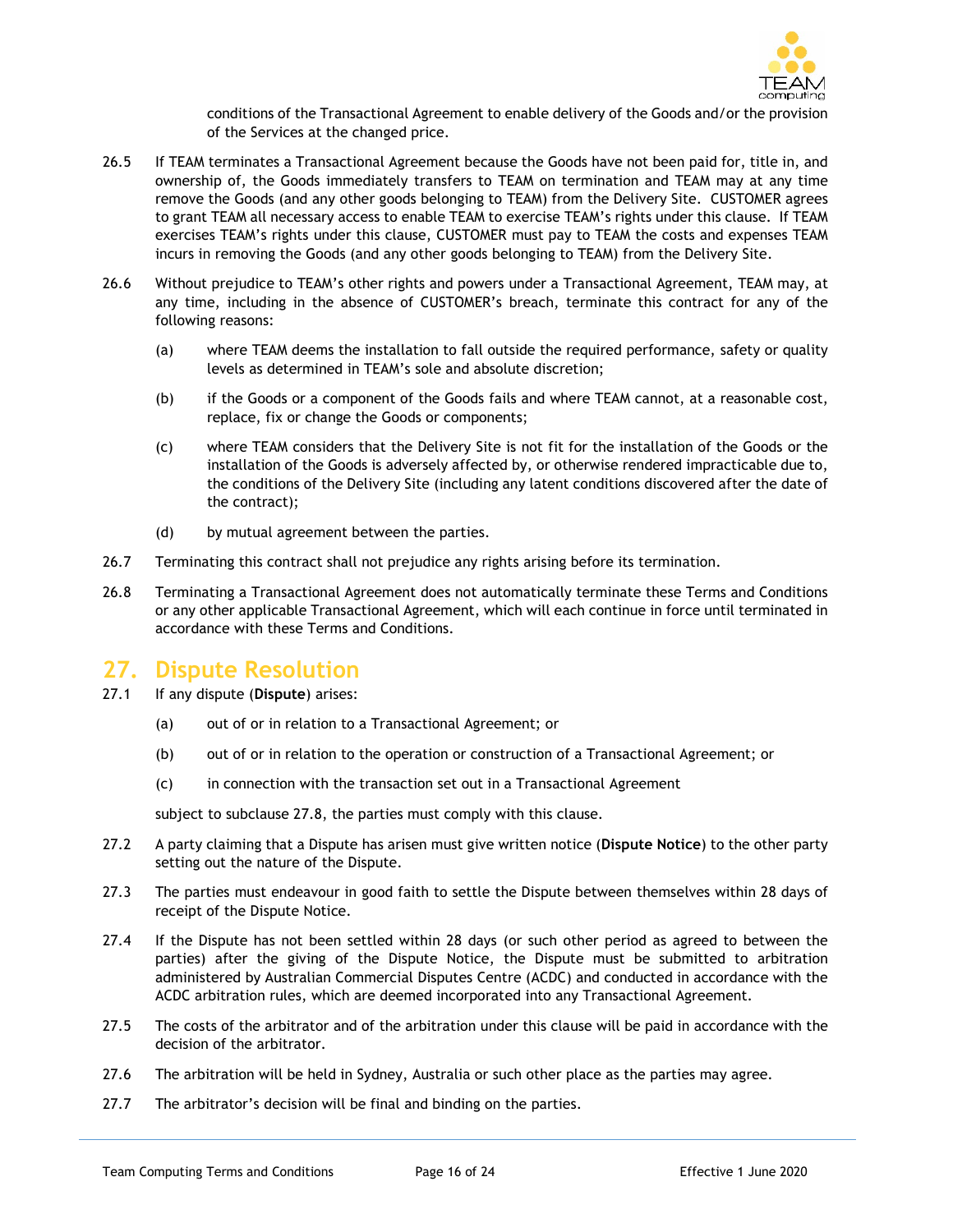conditions of the Transactional Agreement to enable delivery of the Goods and/or the provision of the Services at the changed price.

26.5 If TEAM terminates a Transactional Agreement because the Goods have not been paid for, title in, and ownership of, the Goods immediately transfers to TEAM on termination and TEAM may at any time remove the Goods (and any other goods belonging to TEAM) from the Delivery Site. CUSTOMER agrees to grant TEAM all necessary access to enable TEAM to exercise TEAM's rights under this clause. If TEAM exercises TEAM's rights under this clause, CUSTOMER must pay to TEAM the costs and expenses TEAM incurs in removing the Goods (and any other goods belonging to TEAM) from the Delivery Site.

26.6 Without prejudice to TEAM's other rights and powers under a Transactional Agreement, TEAM may, at any time, including in the absence of CUSTOMER's breach, terminate this contract for any of the following reasons:

(a) where TEAM deems the installation to fall outside the required performance, safety or quality levels as determined in TEAM's sole and absolute discretion;

(b) if the Goods or a component of the Goods fails and where TEAM cannot, at a reasonable cost, replace, fix or change the Goods or components;

(c) where TEAM considers that the Delivery Site is not fit for the installation of the Goods or the installation of the Goods is adversely affected by, or otherwise rendered impracticable due to, the conditions of the Delivery Site (including any latent conditions discovered after the date of the contract);

(d) by mutual agreement between the parties.

26.7 Terminating this contract shall not prejudice any rights arising before its termination.

26.8 Terminating a Transactional Agreement does not automatically terminate these Terms and Conditions or any other applicable Transactional Agreement, which will each continue in force until terminated in accordance with these Terms and Conditions.

# 27. Dispute Resolution

27.1 If any dispute (**Dispute**) arises:

(a) out of or in relation to a Transactional Agreement; or

(b) out of or in relation to the operation or construction of a Transactional Agreement; or

(c) in connection with the transaction set out in a Transactional Agreement

subject to subclause 27.8, the parties must comply with this clause.

27.2 A party claiming that a Dispute has arisen must give written notice (**Dispute Notice**) to the other party setting out the nature of the Dispute.

27.3 The parties must endeavour in good faith to settle the Dispute between themselves within 28 days of receipt of the Dispute Notice.

27.4 If the Dispute has not been settled within 28 days (or such other period as agreed to between the parties) after the giving of the Dispute Notice, the Dispute must be submitted to arbitration administered by Australian Commercial Disputes Centre (ACDC) and conducted in accordance with the ACDC arbitration rules, which are deemed incorporated into any Transactional Agreement.

27.5 The costs of the arbitrator and of the arbitration under this clause will be paid in accordance with the decision of the arbitrator.

27.6 The arbitration will be held in Sydney, Australia or such other place as the parties may agree.

27.7 The arbitrator's decision will be final and binding on the parties.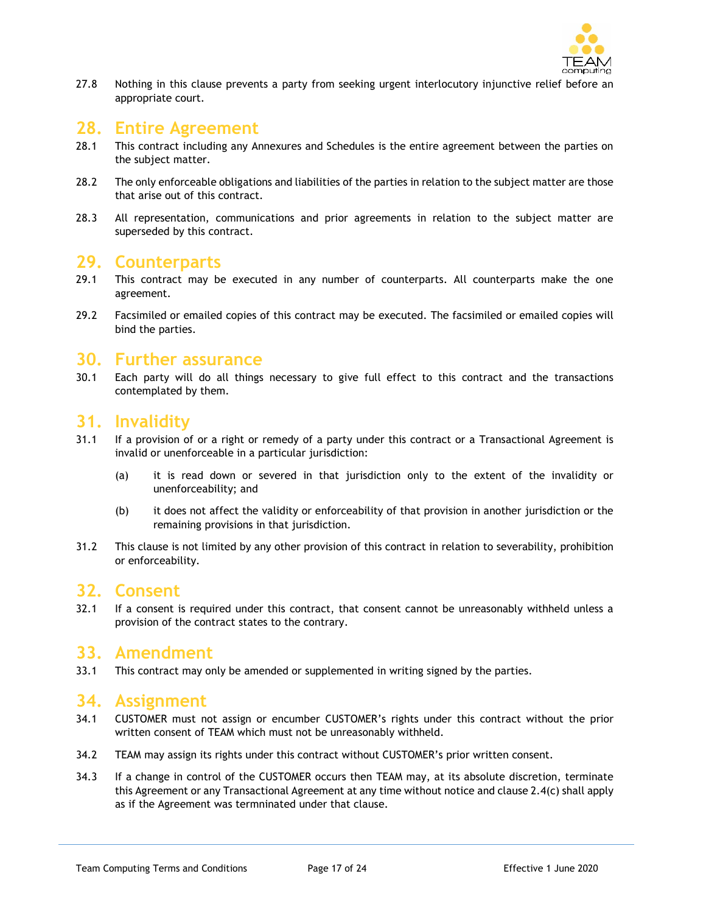27.8 Nothing in this clause prevents a party from seeking urgent interlocutory injunctive relief before an appropriate court.

## 28. Entire Agreement

28.1 This contract including any Annexures and Schedules is the entire agreement between the parties on the subject matter.

28.2 The only enforceable obligations and liabilities of the parties in relation to the subject matter are those that arise out of this contract.

28.3 All representation, communications and prior agreements in relation to the subject matter are superseded by this contract.

## 29. Counterparts

29.1 This contract may be executed in any number of counterparts. All counterparts make the one agreement.

29.2 Facsimiled or emailed copies of this contract may be executed. The facsimiled or emailed copies will bind the parties.

## 30. Further assurance

30.1 Each party will do all things necessary to give full effect to this contract and the transactions contemplated by them.

## 31. Invalidity

31.1 If a provision of or a right or remedy of a party under this contract or a Transactional Agreement is invalid or unenforceable in a particular jurisdiction:

(a) it is read down or severed in that jurisdiction only to the extent of the invalidity or unenforceability; and

(b) it does not affect the validity or enforceability of that provision in another jurisdiction or the remaining provisions in that jurisdiction.

31.2 This clause is not limited by any other provision of this contract in relation to severability, prohibition or enforceability.

## 32. Consent

32.1 If a consent is required under this contract, that consent cannot be unreasonably withheld unless a provision of the contract states to the contrary.

## 33. Amendment

33.1 This contract may only be amended or supplemented in writing signed by the parties.

## 34. Assignment

34.1 CUSTOMER must not assign or encumber CUSTOMER's rights under this contract without the prior written consent of TEAM which must not be unreasonably withheld.

34.2 TEAM may assign its rights under this contract without CUSTOMER's prior written consent.

34.3 If a change in control of the CUSTOMER occurs then TEAM may, at its absolute discretion, terminate this Agreement or any Transactional Agreement at any time without notice and clause 2.4(c) shall apply as if the Agreement was termninated under that clause.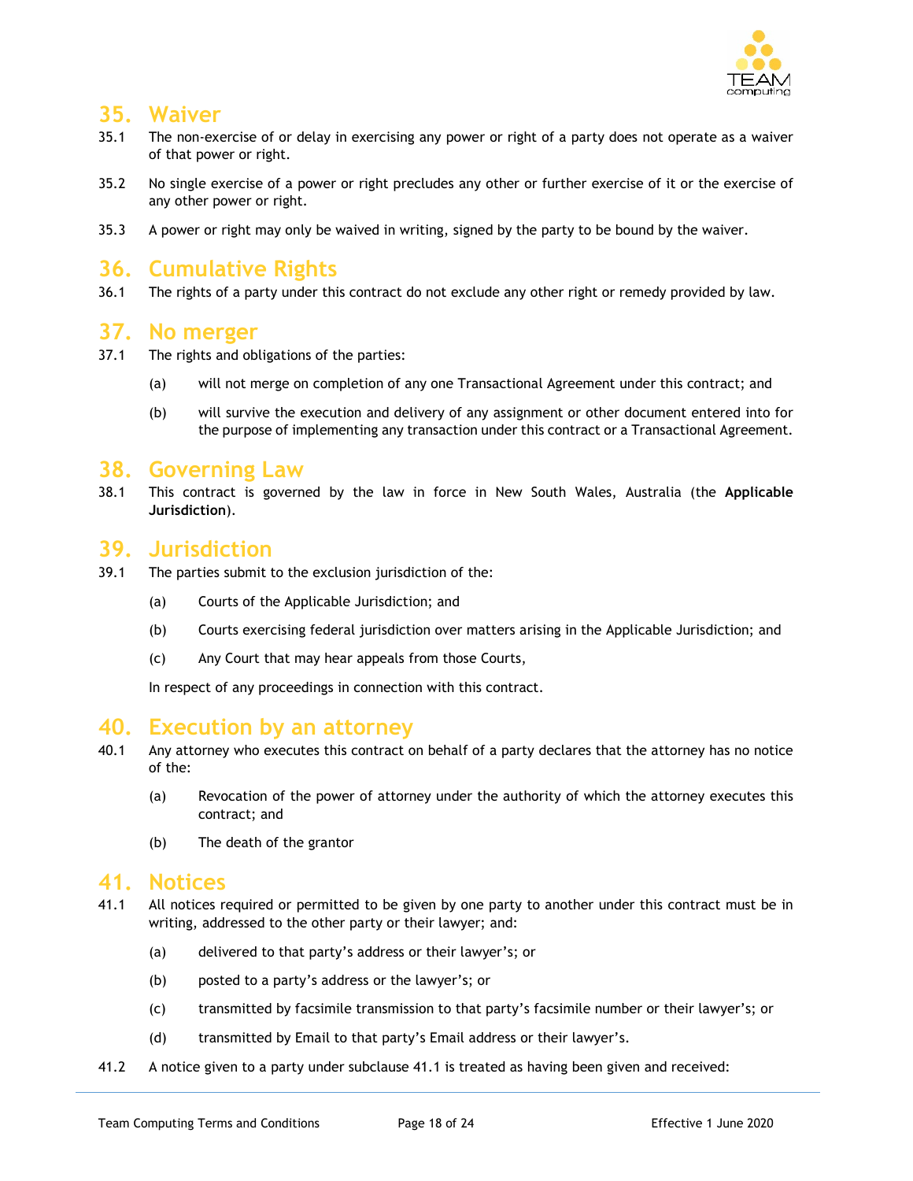## 35. Waiver

35.1 The non-exercise of or delay in exercising any power or right of a party does not operate as a waiver of that power or right.

35.2 No single exercise of a power or right precludes any other or further exercise of it or the exercise of any other power or right.

35.3 A power or right may only be waived in writing, signed by the party to be bound by the waiver.

## 36. Cumulative Rights

36.1 The rights of a party under this contract do not exclude any other right or remedy provided by law.

## 37. No merger

37.1 The rights and obligations of the parties:

(a) will not merge on completion of any one Transactional Agreement under this contract; and

(b) will survive the execution and delivery of any assignment or other document entered into for the purpose of implementing any transaction under this contract or a Transactional Agreement.

## 38. Governing Law

38.1 This contract is governed by the law in force in New South Wales, Australia (the **Applicable Jurisdiction**).

## 39. Jurisdiction

39.1 The parties submit to the exclusion jurisdiction of the:

(a) Courts of the Applicable Jurisdiction; and

(b) Courts exercising federal jurisdiction over matters arising in the Applicable Jurisdiction; and

(c) Any Court that may hear appeals from those Courts,

In respect of any proceedings in connection with this contract.

## 40. Execution by an attorney

40.1 Any attorney who executes this contract on behalf of a party declares that the attorney has no notice of the:

(a) Revocation of the power of attorney under the authority of which the attorney executes this contract; and

(b) The death of the grantor

## 41. Notices

41.1 All notices required or permitted to be given by one party to another under this contract must be in writing, addressed to the other party or their lawyer; and:

(a) delivered to that party's address or their lawyer's; or

(b) posted to a party's address or the lawyer's; or

(c) transmitted by facsimile transmission to that party's facsimile number or their lawyer's; or

(d) transmitted by Email to that party's Email address or their lawyer's.

41.2 A notice given to a party under subclause 41.1 is treated as having been given and received: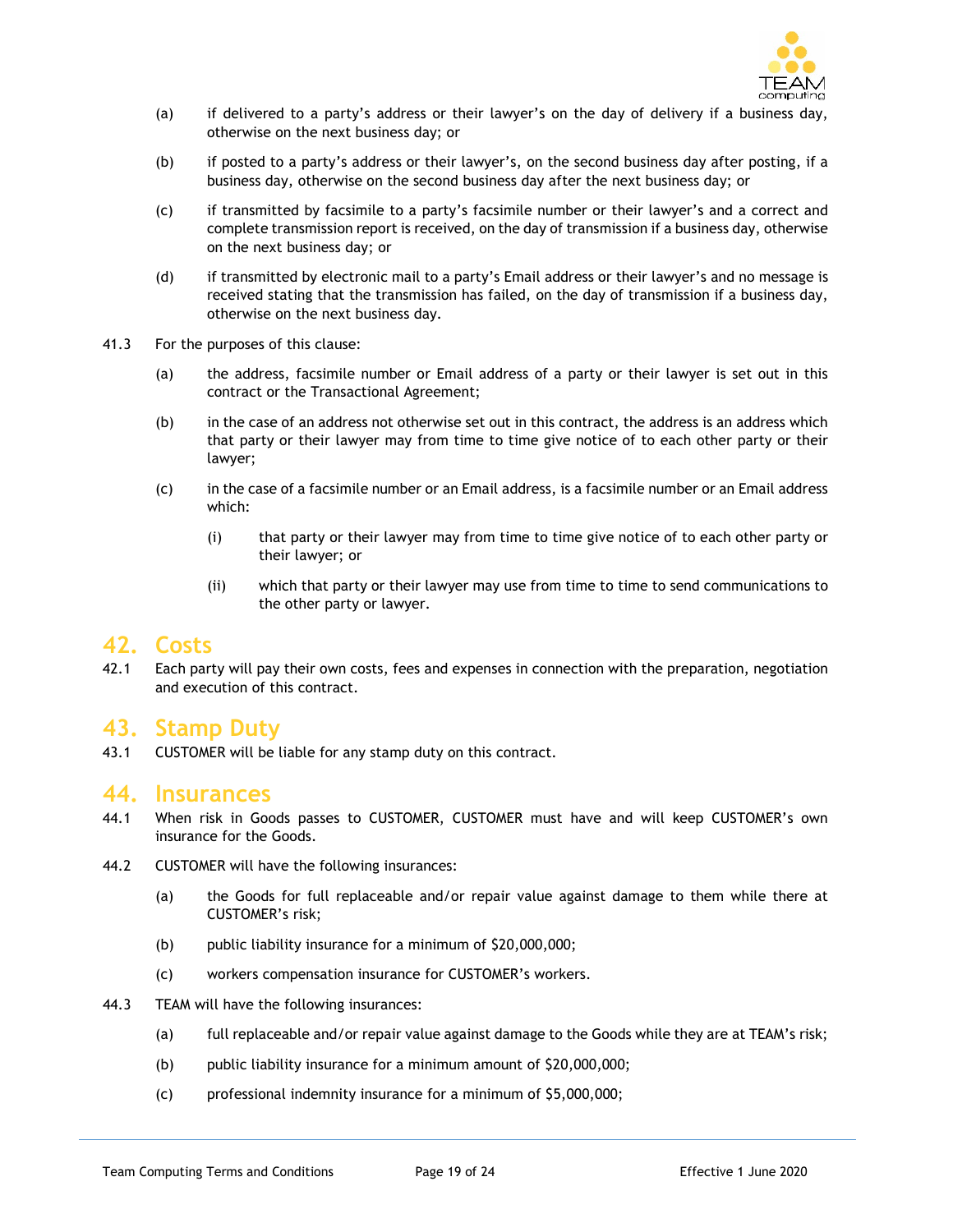(a) if delivered to a party's address or their lawyer's on the day of delivery if a business day, otherwise on the next business day; or

(b) if posted to a party's address or their lawyer's, on the second business day after posting, if a business day, otherwise on the second business day after the next business day; or

(c) if transmitted by facsimile to a party's facsimile number or their lawyer's and a correct and complete transmission report is received, on the day of transmission if a business day, otherwise on the next business day; or

(d) if transmitted by electronic mail to a party's Email address or their lawyer's and no message is received stating that the transmission has failed, on the day of transmission if a business day, otherwise on the next business day.

41.3 For the purposes of this clause:

(a) the address, facsimile number or Email address of a party or their lawyer is set out in this contract or the Transactional Agreement;

(b) in the case of an address not otherwise set out in this contract, the address is an address which that party or their lawyer may from time to time give notice of to each other party or their lawyer;

(c) in the case of a facsimile number or an Email address, is a facsimile number or an Email address which:

(i) that party or their lawyer may from time to time give notice of to each other party or their lawyer; or

(ii) which that party or their lawyer may use from time to time to send communications to the other party or lawyer.

## 42. Costs

42.1 Each party will pay their own costs, fees and expenses in connection with the preparation, negotiation and execution of this contract.

## 43. Stamp Duty

43.1 CUSTOMER will be liable for any stamp duty on this contract.

## 44. Insurances

44.1 When risk in Goods passes to CUSTOMER, CUSTOMER must have and will keep CUSTOMER's own insurance for the Goods.

44.2 CUSTOMER will have the following insurances:

(a) the Goods for full replaceable and/or repair value against damage to them while there at CUSTOMER's risk;

(b) public liability insurance for a minimum of $20,000,000;

(c) workers compensation insurance for CUSTOMER's workers.

44.3 TEAM will have the following insurances:

(a) full replaceable and/or repair value against damage to the Goods while they are at TEAM's risk;

(b) public liability insurance for a minimum amount of $20,000,000;

(c) professional indemnity insurance for a minimum of $5,000,000;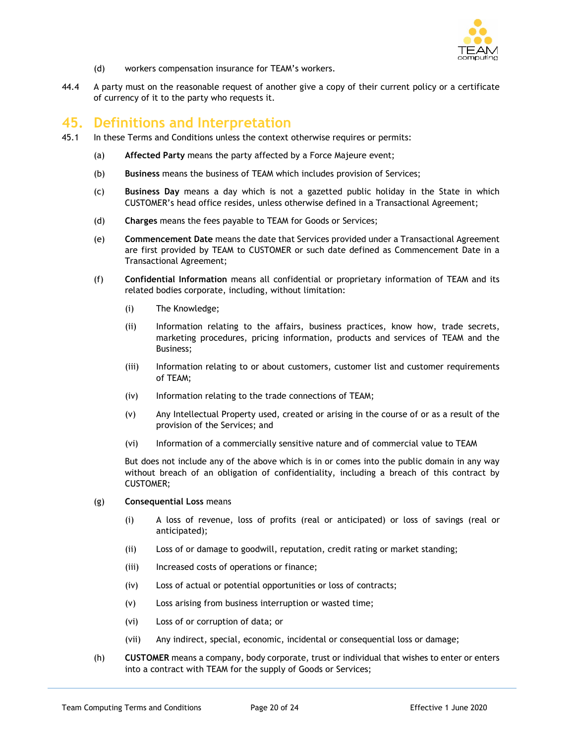(d) workers compensation insurance for TEAM's workers.

44.4 A party must on the reasonable request of another give a copy of their current policy or a certificate of currency of it to the party who requests it.

## 45. Definitions and Interpretation

45.1 In these Terms and Conditions unless the context otherwise requires or permits:

(a) **Affected Party** means the party affected by a Force Majeure event;

(b) **Business** means the business of TEAM which includes provision of Services;

(c) **Business Day** means a day which is not a gazetted public holiday in the State in which CUSTOMER's head office resides, unless otherwise defined in a Transactional Agreement;

(d) **Charges** means the fees payable to TEAM for Goods or Services;

(e) **Commencement Date** means the date that Services provided under a Transactional Agreement are first provided by TEAM to CUSTOMER or such date defined as Commencement Date in a Transactional Agreement;

(f) **Confidential Information** means all confidential or proprietary information of TEAM and its related bodies corporate, including, without limitation:

(i) The Knowledge;

(ii) Information relating to the affairs, business practices, know how, trade secrets, marketing procedures, pricing information, products and services of TEAM and the Business;

(iii) Information relating to or about customers, customer list and customer requirements of TEAM;

(iv) Information relating to the trade connections of TEAM;

(v) Any Intellectual Property used, created or arising in the course of or as a result of the provision of the Services; and

(vi) Information of a commercially sensitive nature and of commercial value to TEAM

But does not include any of the above which is in or comes into the public domain in any way without breach of an obligation of confidentiality, including a breach of this contract by CUSTOMER;

(g) **Consequential Loss** means

(i) A loss of revenue, loss of profits (real or anticipated) or loss of savings (real or anticipated);

(ii) Loss of or damage to goodwill, reputation, credit rating or market standing;

(iii) Increased costs of operations or finance;

(iv) Loss of actual or potential opportunities or loss of contracts;

(v) Loss arising from business interruption or wasted time;

(vi) Loss of or corruption of data; or

(vii) Any indirect, special, economic, incidental or consequential loss or damage;

(h) **CUSTOMER** means a company, body corporate, trust or individual that wishes to enter or enters into a contract with TEAM for the supply of Goods or Services;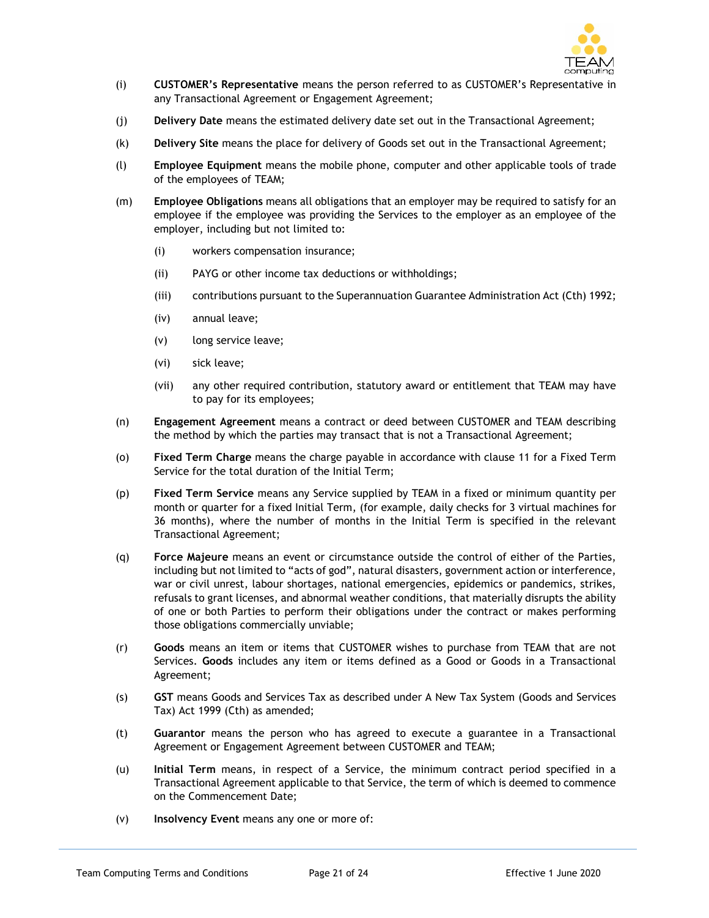(i) **CUSTOMER's Representative** means the person referred to as CUSTOMER's Representative in any Transactional Agreement or Engagement Agreement;

(j) **Delivery Date** means the estimated delivery date set out in the Transactional Agreement;

(k) **Delivery Site** means the place for delivery of Goods set out in the Transactional Agreement;

(l) **Employee Equipment** means the mobile phone, computer and other applicable tools of trade of the employees of TEAM;

(m) **Employee Obligations** means all obligations that an employer may be required to satisfy for an employee if the employee was providing the Services to the employer as an employee of the employer, including but not limited to:

   (i) workers compensation insurance;

   (ii) PAYG or other income tax deductions or withholdings;

   (iii) contributions pursuant to the Superannuation Guarantee Administration Act (Cth) 1992;

   (iv) annual leave;

   (v) long service leave;

   (vi) sick leave;

   (vii) any other required contribution, statutory award or entitlement that TEAM may have to pay for its employees;

(n) **Engagement Agreement** means a contract or deed between CUSTOMER and TEAM describing the method by which the parties may transact that is not a Transactional Agreement;

(o) **Fixed Term Charge** means the charge payable in accordance with clause 11 for a Fixed Term Service for the total duration of the Initial Term;

(p) **Fixed Term Service** means any Service supplied by TEAM in a fixed or minimum quantity per month or quarter for a fixed Initial Term, (for example, daily checks for 3 virtual machines for 36 months), where the number of months in the Initial Term is specified in the relevant Transactional Agreement;

(q) **Force Majeure** means an event or circumstance outside the control of either of the Parties, including but not limited to "acts of god", natural disasters, government action or interference, war or civil unrest, labour shortages, national emergencies, epidemics or pandemics, strikes, refusals to grant licenses, and abnormal weather conditions, that materially disrupts the ability of one or both Parties to perform their obligations under the contract or makes performing those obligations commercially unviable;

(r) **Goods** means an item or items that CUSTOMER wishes to purchase from TEAM that are not Services. **Goods** includes any item or items defined as a Good or Goods in a Transactional Agreement;

(s) **GST** means Goods and Services Tax as described under A New Tax System (Goods and Services Tax) Act 1999 (Cth) as amended;

(t) **Guarantor** means the person who has agreed to execute a guarantee in a Transactional Agreement or Engagement Agreement between CUSTOMER and TEAM;

(u) **Initial Term** means, in respect of a Service, the minimum contract period specified in a Transactional Agreement applicable to that Service, the term of which is deemed to commence on the Commencement Date;

(v) **Insolvency Event** means any one or more of: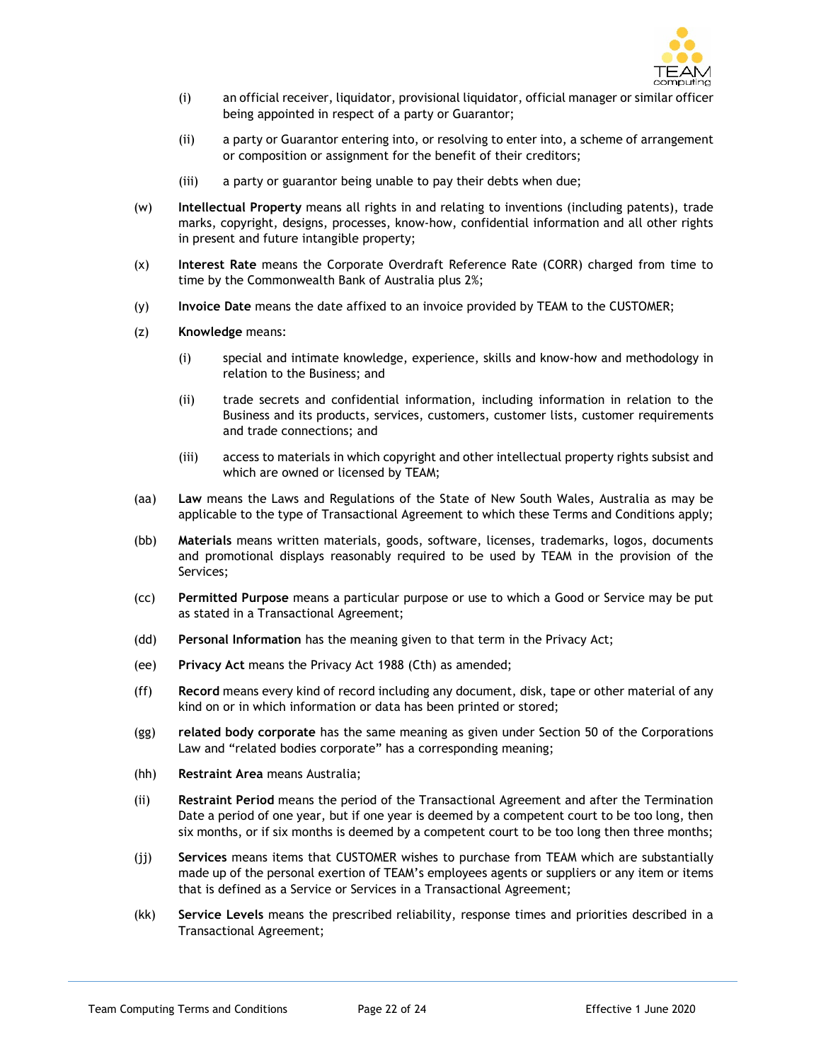(i) an official receiver, liquidator, provisional liquidator, official manager or similar officer being appointed in respect of a party or Guarantor;

(ii) a party or Guarantor entering into, or resolving to enter into, a scheme of arrangement or composition or assignment for the benefit of their creditors;

(iii) a party or guarantor being unable to pay their debts when due;

(w) **Intellectual Property** means all rights in and relating to inventions (including patents), trade marks, copyright, designs, processes, know-how, confidential information and all other rights in present and future intangible property;

(x) **Interest Rate** means the Corporate Overdraft Reference Rate (CORR) charged from time to time by the Commonwealth Bank of Australia plus 2%;

(y) **Invoice Date** means the date affixed to an invoice provided by TEAM to the CUSTOMER;

(z) **Knowledge** means:

(i) special and intimate knowledge, experience, skills and know-how and methodology in relation to the Business; and

(ii) trade secrets and confidential information, including information in relation to the Business and its products, services, customers, customer lists, customer requirements and trade connections; and

(iii) access to materials in which copyright and other intellectual property rights subsist and which are owned or licensed by TEAM;

(aa) **Law** means the Laws and Regulations of the State of New South Wales, Australia as may be applicable to the type of Transactional Agreement to which these Terms and Conditions apply;

(bb) **Materials** means written materials, goods, software, licenses, trademarks, logos, documents and promotional displays reasonably required to be used by TEAM in the provision of the Services;

(cc) **Permitted Purpose** means a particular purpose or use to which a Good or Service may be put as stated in a Transactional Agreement;

(dd) **Personal Information** has the meaning given to that term in the Privacy Act;

(ee) **Privacy Act** means the Privacy Act 1988 (Cth) as amended;

(ff) **Record** means every kind of record including any document, disk, tape or other material of any kind on or in which information or data has been printed or stored;

(gg) **related body corporate** has the same meaning as given under Section 50 of the Corporations Law and "related bodies corporate" has a corresponding meaning;

(hh) **Restraint Area** means Australia;

(ii) **Restraint Period** means the period of the Transactional Agreement and after the Termination Date a period of one year, but if one year is deemed by a competent court to be too long, then six months, or if six months is deemed by a competent court to be too long then three months;

(jj) **Services** means items that CUSTOMER wishes to purchase from TEAM which are substantially made up of the personal exertion of TEAM's employees agents or suppliers or any item or items that is defined as a Service or Services in a Transactional Agreement;

(kk) **Service Levels** means the prescribed reliability, response times and priorities described in a Transactional Agreement;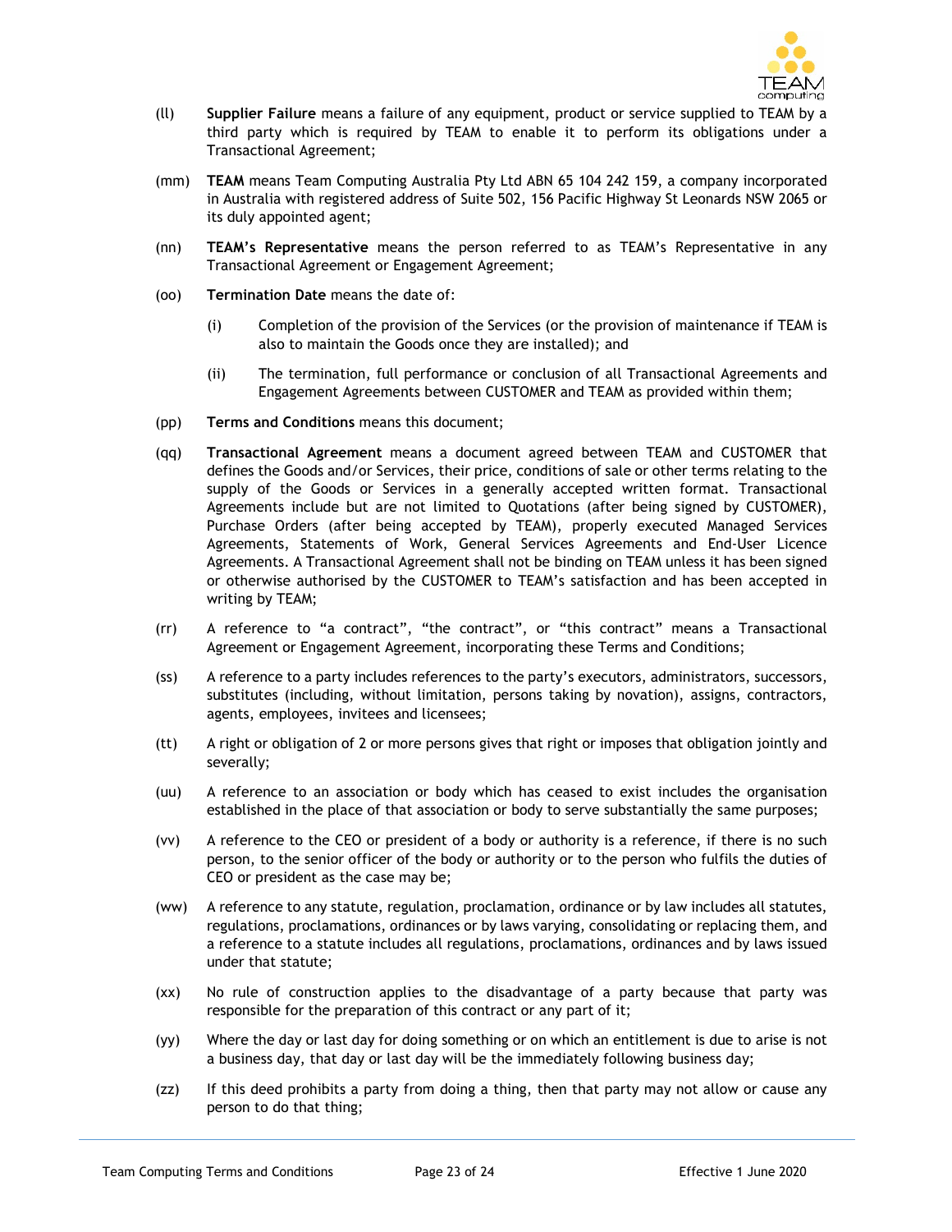(ll) **Supplier Failure** means a failure of any equipment, product or service supplied to TEAM by a third party which is required by TEAM to enable it to perform its obligations under a Transactional Agreement;

(mm) **TEAM** means Team Computing Australia Pty Ltd ABN 65 104 242 159, a company incorporated in Australia with registered address of Suite 502, 156 Pacific Highway St Leonards NSW 2065 or its duly appointed agent;

(nn) **TEAM's Representative** means the person referred to as TEAM's Representative in any Transactional Agreement or Engagement Agreement;

(oo) **Termination Date** means the date of:

  (i) Completion of the provision of the Services (or the provision of maintenance if TEAM is also to maintain the Goods once they are installed); and

  (ii) The termination, full performance or conclusion of all Transactional Agreements and Engagement Agreements between CUSTOMER and TEAM as provided within them;

(pp) **Terms and Conditions** means this document;

(qq) **Transactional Agreement** means a document agreed between TEAM and CUSTOMER that defines the Goods and/or Services, their price, conditions of sale or other terms relating to the supply of the Goods or Services in a generally accepted written format. Transactional Agreements include but are not limited to Quotations (after being signed by CUSTOMER), Purchase Orders (after being accepted by TEAM), properly executed Managed Services Agreements, Statements of Work, General Services Agreements and End-User Licence Agreements. A Transactional Agreement shall not be binding on TEAM unless it has been signed or otherwise authorised by the CUSTOMER to TEAM's satisfaction and has been accepted in writing by TEAM;

(rr) A reference to "a contract", "the contract", or "this contract" means a Transactional Agreement or Engagement Agreement, incorporating these Terms and Conditions;

(ss) A reference to a party includes references to the party's executors, administrators, successors, substitutes (including, without limitation, persons taking by novation), assigns, contractors, agents, employees, invitees and licensees;

(tt) A right or obligation of 2 or more persons gives that right or imposes that obligation jointly and severally;

(uu) A reference to an association or body which has ceased to exist includes the organisation established in the place of that association or body to serve substantially the same purposes;

(vv) A reference to the CEO or president of a body or authority is a reference, if there is no such person, to the senior officer of the body or authority or to the person who fulfils the duties of CEO or president as the case may be;

(ww) A reference to any statute, regulation, proclamation, ordinance or by law includes all statutes, regulations, proclamations, ordinances or by laws varying, consolidating or replacing them, and a reference to a statute includes all regulations, proclamations, ordinances and by laws issued under that statute;

(xx) No rule of construction applies to the disadvantage of a party because that party was responsible for the preparation of this contract or any part of it;

(yy) Where the day or last day for doing something or on which an entitlement is due to arise is not a business day, that day or last day will be the immediately following business day;

(zz) If this deed prohibits a party from doing a thing, then that party may not allow or cause any person to do that thing;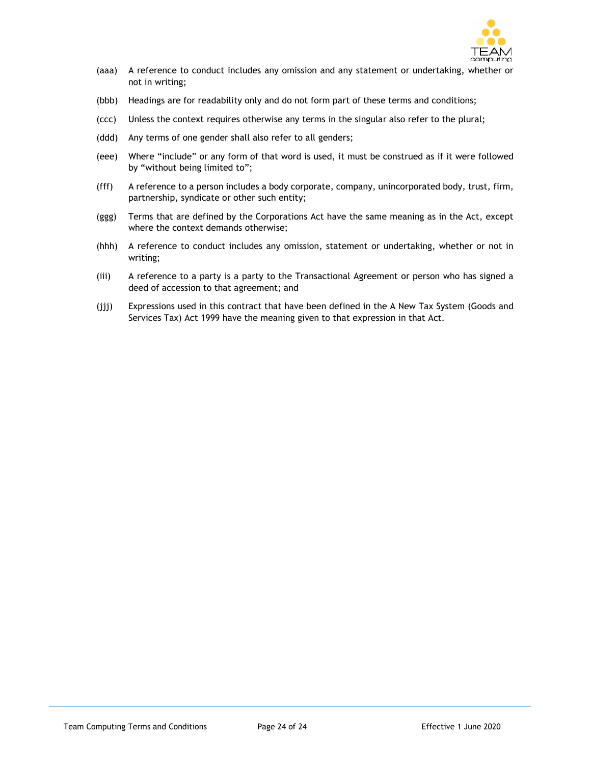(aaa) A reference to conduct includes any omission and any statement or undertaking, whether or not in writing;

(bbb) Headings are for readability only and do not form part of these terms and conditions;

(ccc) Unless the context requires otherwise any terms in the singular also refer to the plural;

(ddd) Any terms of one gender shall also refer to all genders;

(eee) Where "include" or any form of that word is used, it must be construed as if it were followed by "without being limited to";

(fff) A reference to a person includes a body corporate, company, unincorporated body, trust, firm, partnership, syndicate or other such entity;

(ggg) Terms that are defined by the Corporations Act have the same meaning as in the Act, except where the context demands otherwise;

(hhh) A reference to conduct includes any omission, statement or undertaking, whether or not in writing;

(iii) A reference to a party is a party to the Transactional Agreement or person who has signed a deed of accession to that agreement; and

(jjj) Expressions used in this contract that have been defined in the A New Tax System (Goods and Services Tax) Act 1999 have the meaning given to that expression in that Act.